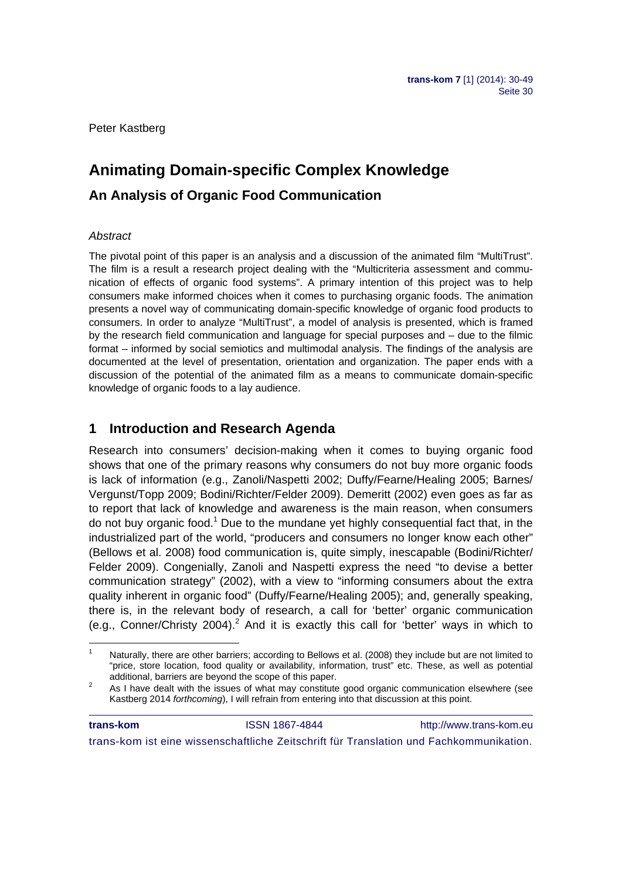Peter Kastberg

# Animating Domain-specific Complex Knowledge

## An Analysis of Organic Food Communication

*Abstract*

The pivotal point of this paper is an analysis and a discussion of the animated film "MultiTrust". The film is a result a research project dealing with the "Multicriteria assessment and communication of effects of organic food systems". A primary intention of this project was to help consumers make informed choices when it comes to purchasing organic foods. The animation presents a novel way of communicating domain-specific knowledge of organic food products to consumers. In order to analyze "MultiTrust", a model of analysis is presented, which is framed by the research field communication and language for special purposes and – due to the filmic format – informed by social semiotics and multimodal analysis. The findings of the analysis are documented at the level of presentation, orientation and organization. The paper ends with a discussion of the potential of the animated film as a means to communicate domain-specific knowledge of organic foods to a lay audience.

## 1 Introduction and Research Agenda

Research into consumers' decision-making when it comes to buying organic food shows that one of the primary reasons why consumers do not buy more organic foods is lack of information (e.g., Zanoli/Naspetti 2002; Duffy/Fearne/Healing 2005; Barnes/Vergunst/Topp 2009; Bodini/Richter/Felder 2009). Demeritt (2002) even goes as far as to report that lack of knowledge and awareness is the main reason, when consumers do not buy organic food.[1] Due to the mundane yet highly consequential fact that, in the industrialized part of the world, "producers and consumers no longer know each other" (Bellows et al. 2008) food communication is, quite simply, inescapable (Bodini/Richter/Felder 2009). Congenially, Zanoli and Naspetti express the need "to devise a better communication strategy" (2002), with a view to "informing consumers about the extra quality inherent in organic food" (Duffy/Fearne/Healing 2005); and, generally speaking, there is, in the relevant body of research, a call for 'better' organic communication (e.g., Conner/Christy 2004).[2] And it is exactly this call for 'better' ways in which to

---

[1] Naturally, there are other barriers; according to Bellows et al. (2008) they include but are not limited to "price, store location, food quality or availability, information, trust" etc. These, as well as potential additional, barriers are beyond the scope of this paper.

[2] As I have dealt with the issues of what may constitute good organic communication elsewhere (see Kastberg 2014 *forthcoming*), I will refrain from entering into that discussion at this point.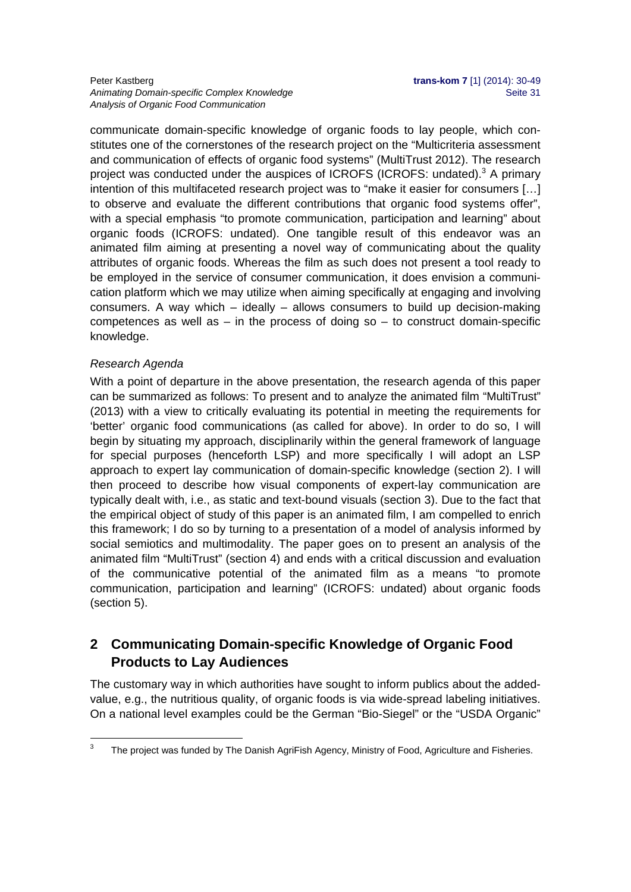communicate domain-specific knowledge of organic foods to lay people, which constitutes one of the cornerstones of the research project on the "Multicriteria assessment and communication of effects of organic food systems" (MultiTrust 2012). The research project was conducted under the auspices of ICROFS (ICROFS: undated).[3] A primary intention of this multifaceted research project was to "make it easier for consumers […] to observe and evaluate the different contributions that organic food systems offer", with a special emphasis "to promote communication, participation and learning" about organic foods (ICROFS: undated). One tangible result of this endeavor was an animated film aiming at presenting a novel way of communicating about the quality attributes of organic foods. Whereas the film as such does not present a tool ready to be employed in the service of consumer communication, it does envision a communication platform which we may utilize when aiming specifically at engaging and involving consumers. A way which – ideally – allows consumers to build up decision-making competences as well as – in the process of doing so – to construct domain-specific knowledge.

*Research Agenda*

With a point of departure in the above presentation, the research agenda of this paper can be summarized as follows: To present and to analyze the animated film "MultiTrust" (2013) with a view to critically evaluating its potential in meeting the requirements for 'better' organic food communications (as called for above). In order to do so, I will begin by situating my approach, disciplinarily within the general framework of language for special purposes (henceforth LSP) and more specifically I will adopt an LSP approach to expert lay communication of domain-specific knowledge (section 2). I will then proceed to describe how visual components of expert-lay communication are typically dealt with, i.e., as static and text-bound visuals (section 3). Due to the fact that the empirical object of study of this paper is an animated film, I am compelled to enrich this framework; I do so by turning to a presentation of a model of analysis informed by social semiotics and multimodality. The paper goes on to present an analysis of the animated film "MultiTrust" (section 4) and ends with a critical discussion and evaluation of the communicative potential of the animated film as a means "to promote communication, participation and learning" (ICROFS: undated) about organic foods (section 5).

## 2 Communicating Domain-specific Knowledge of Organic Food Products to Lay Audiences

The customary way in which authorities have sought to inform publics about the added-value, e.g., the nutritious quality, of organic foods is via wide-spread labeling initiatives. On a national level examples could be the German "Bio-Siegel" or the "USDA Organic"

[3] The project was funded by The Danish AgriFish Agency, Ministry of Food, Agriculture and Fisheries.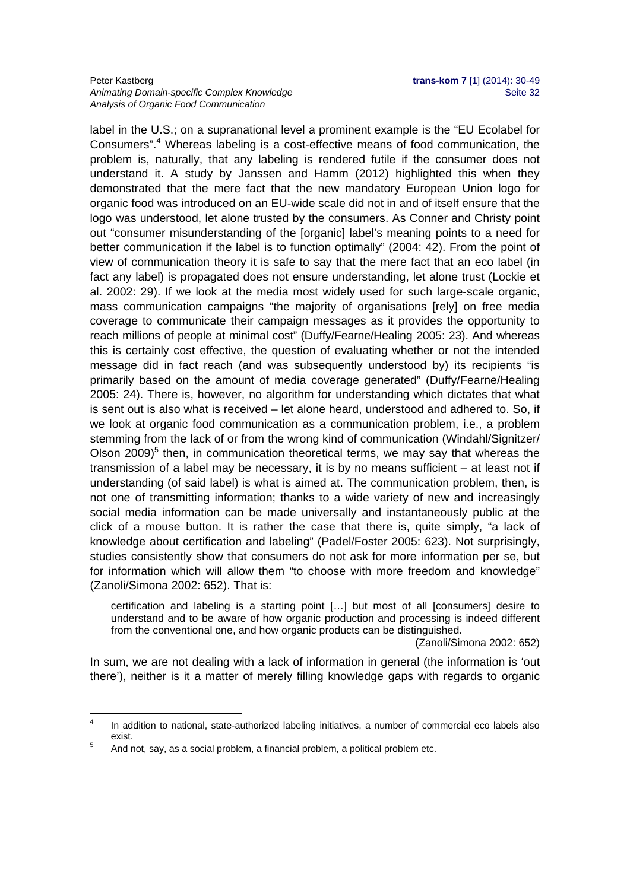label in the U.S.; on a supranational level a prominent example is the "EU Ecolabel for Consumers".[4] Whereas labeling is a cost-effective means of food communication, the problem is, naturally, that any labeling is rendered futile if the consumer does not understand it. A study by Janssen and Hamm (2012) highlighted this when they demonstrated that the mere fact that the new mandatory European Union logo for organic food was introduced on an EU-wide scale did not in and of itself ensure that the logo was understood, let alone trusted by the consumers. As Conner and Christy point out "consumer misunderstanding of the [organic] label's meaning points to a need for better communication if the label is to function optimally" (2004: 42). From the point of view of communication theory it is safe to say that the mere fact that an eco label (in fact any label) is propagated does not ensure understanding, let alone trust (Lockie et al. 2002: 29). If we look at the media most widely used for such large-scale organic, mass communication campaigns "the majority of organisations [rely] on free media coverage to communicate their campaign messages as it provides the opportunity to reach millions of people at minimal cost" (Duffy/Fearne/Healing 2005: 23). And whereas this is certainly cost effective, the question of evaluating whether or not the intended message did in fact reach (and was subsequently understood by) its recipients "is primarily based on the amount of media coverage generated" (Duffy/Fearne/Healing 2005: 24). There is, however, no algorithm for understanding which dictates that what is sent out is also what is received – let alone heard, understood and adhered to. So, if we look at organic food communication as a communication problem, i.e., a problem stemming from the lack of or from the wrong kind of communication (Windahl/Signitzer/Olson 2009)[5] then, in communication theoretical terms, we may say that whereas the transmission of a label may be necessary, it is by no means sufficient – at least not if understanding (of said label) is what is aimed at. The communication problem, then, is not one of transmitting information; thanks to a wide variety of new and increasingly social media information can be made universally and instantaneously public at the click of a mouse button. It is rather the case that there is, quite simply, "a lack of knowledge about certification and labeling" (Padel/Foster 2005: 623). Not surprisingly, studies consistently show that consumers do not ask for more information per se, but for information which will allow them "to choose with more freedom and knowledge" (Zanoli/Simona 2002: 652). That is:

> certification and labeling is a starting point […] but most of all [consumers] desire to understand and to be aware of how organic production and processing is indeed different from the conventional one, and how organic products can be distinguished.
>
> (Zanoli/Simona 2002: 652)

In sum, we are not dealing with a lack of information in general (the information is 'out there'), neither is it a matter of merely filling knowledge gaps with regards to organic

---

[4] In addition to national, state-authorized labeling initiatives, a number of commercial eco labels also exist.

[5] And not, say, as a social problem, a financial problem, a political problem etc.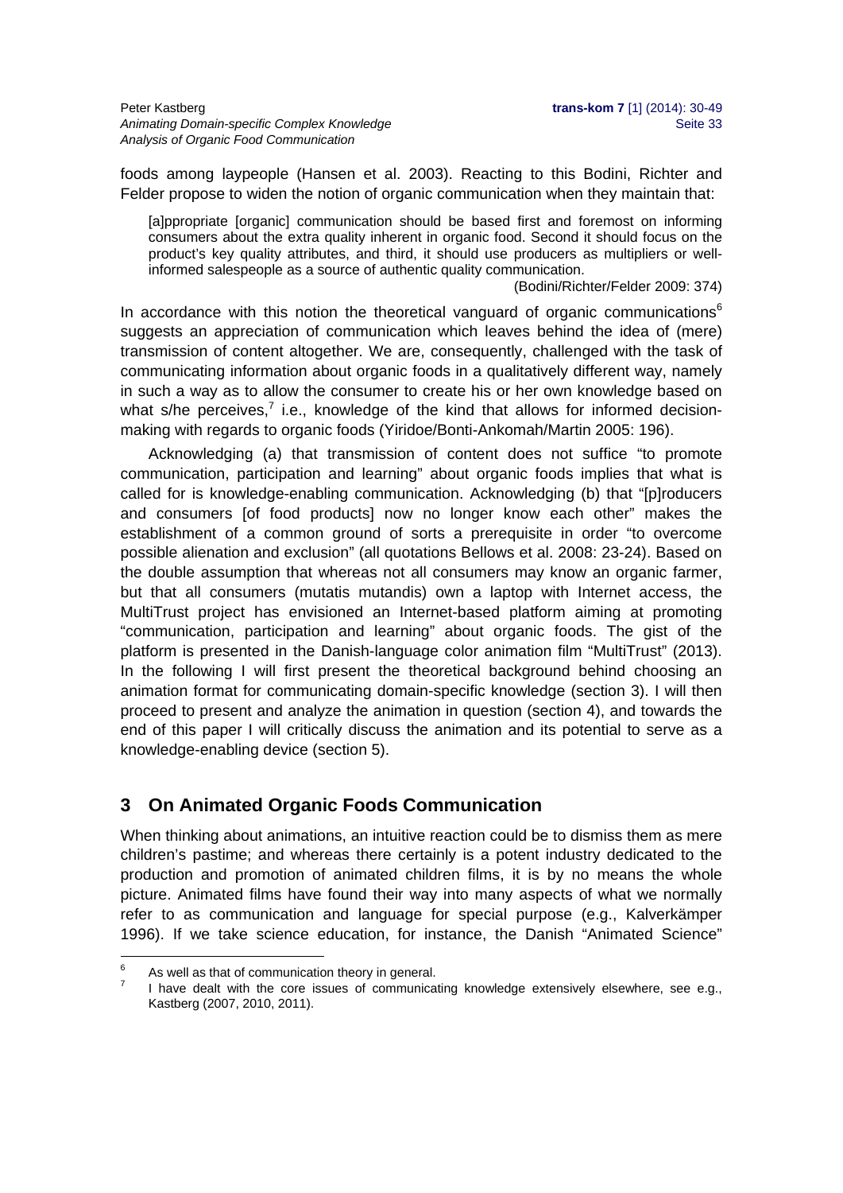foods among laypeople (Hansen et al. 2003). Reacting to this Bodini, Richter and Felder propose to widen the notion of organic communication when they maintain that:

> [a]ppropriate [organic] communication should be based first and foremost on informing consumers about the extra quality inherent in organic food. Second it should focus on the product's key quality attributes, and third, it should use producers as multipliers or well-informed salespeople as a source of authentic quality communication.
>
> (Bodini/Richter/Felder 2009: 374)

In accordance with this notion the theoretical vanguard of organic communications[6] suggests an appreciation of communication which leaves behind the idea of (mere) transmission of content altogether. We are, consequently, challenged with the task of communicating information about organic foods in a qualitatively different way, namely in such a way as to allow the consumer to create his or her own knowledge based on what s/he perceives,[7] i.e., knowledge of the kind that allows for informed decision-making with regards to organic foods (Yiridoe/Bonti-Ankomah/Martin 2005: 196).

Acknowledging (a) that transmission of content does not suffice "to promote communication, participation and learning" about organic foods implies that what is called for is knowledge-enabling communication. Acknowledging (b) that "[p]roducers and consumers [of food products] now no longer know each other" makes the establishment of a common ground of sorts a prerequisite in order "to overcome possible alienation and exclusion" (all quotations Bellows et al. 2008: 23-24). Based on the double assumption that whereas not all consumers may know an organic farmer, but that all consumers (mutatis mutandis) own a laptop with Internet access, the MultiTrust project has envisioned an Internet-based platform aiming at promoting "communication, participation and learning" about organic foods. The gist of the platform is presented in the Danish-language color animation film "MultiTrust" (2013). In the following I will first present the theoretical background behind choosing an animation format for communicating domain-specific knowledge (section 3). I will then proceed to present and analyze the animation in question (section 4), and towards the end of this paper I will critically discuss the animation and its potential to serve as a knowledge-enabling device (section 5).

## 3 On Animated Organic Foods Communication

When thinking about animations, an intuitive reaction could be to dismiss them as mere children's pastime; and whereas there certainly is a potent industry dedicated to the production and promotion of animated children films, it is by no means the whole picture. Animated films have found their way into many aspects of what we normally refer to as communication and language for special purpose (e.g., Kalverkämper 1996). If we take science education, for instance, the Danish "Animated Science"

---

[6] As well as that of communication theory in general.

[7] I have dealt with the core issues of communicating knowledge extensively elsewhere, see e.g., Kastberg (2007, 2010, 2011).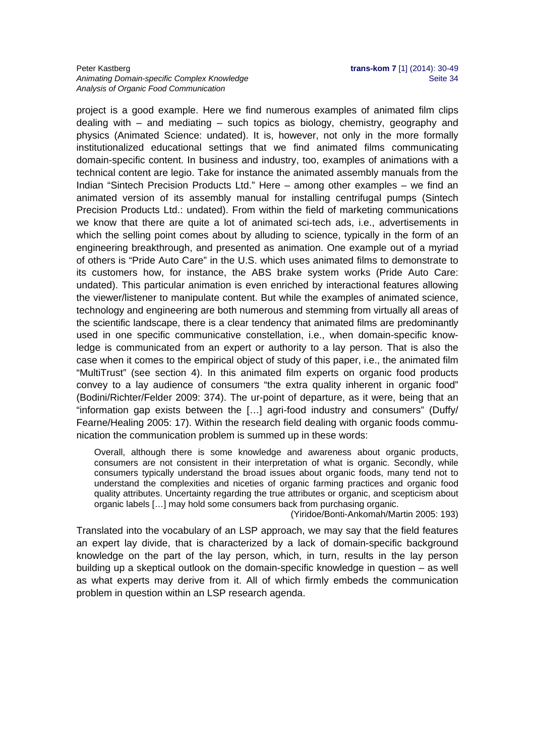project is a good example. Here we find numerous examples of animated film clips dealing with – and mediating – such topics as biology, chemistry, geography and physics (Animated Science: undated). It is, however, not only in the more formally institutionalized educational settings that we find animated films communicating domain-specific content. In business and industry, too, examples of animations with a technical content are legio. Take for instance the animated assembly manuals from the Indian "Sintech Precision Products Ltd." Here – among other examples – we find an animated version of its assembly manual for installing centrifugal pumps (Sintech Precision Products Ltd.: undated). From within the field of marketing communications we know that there are quite a lot of animated sci-tech ads, i.e., advertisements in which the selling point comes about by alluding to science, typically in the form of an engineering breakthrough, and presented as animation. One example out of a myriad of others is "Pride Auto Care" in the U.S. which uses animated films to demonstrate to its customers how, for instance, the ABS brake system works (Pride Auto Care: undated). This particular animation is even enriched by interactional features allowing the viewer/listener to manipulate content. But while the examples of animated science, technology and engineering are both numerous and stemming from virtually all areas of the scientific landscape, there is a clear tendency that animated films are predominantly used in one specific communicative constellation, i.e., when domain-specific knowledge is communicated from an expert or authority to a lay person. That is also the case when it comes to the empirical object of study of this paper, i.e., the animated film "MultiTrust" (see section 4). In this animated film experts on organic food products convey to a lay audience of consumers "the extra quality inherent in organic food" (Bodini/Richter/Felder 2009: 374). The ur-point of departure, as it were, being that an "information gap exists between the […] agri-food industry and consumers" (Duffy/Fearne/Healing 2005: 17). Within the research field dealing with organic foods communication the communication problem is summed up in these words:

> Overall, although there is some knowledge and awareness about organic products, consumers are not consistent in their interpretation of what is organic. Secondly, while consumers typically understand the broad issues about organic foods, many tend not to understand the complexities and niceties of organic farming practices and organic food quality attributes. Uncertainty regarding the true attributes or organic, and scepticism about organic labels […] may hold some consumers back from purchasing organic.
>
> (Yiridoe/Bonti-Ankomah/Martin 2005: 193)

Translated into the vocabulary of an LSP approach, we may say that the field features an expert lay divide, that is characterized by a lack of domain-specific background knowledge on the part of the lay person, which, in turn, results in the lay person building up a skeptical outlook on the domain-specific knowledge in question – as well as what experts may derive from it. All of which firmly embeds the communication problem in question within an LSP research agenda.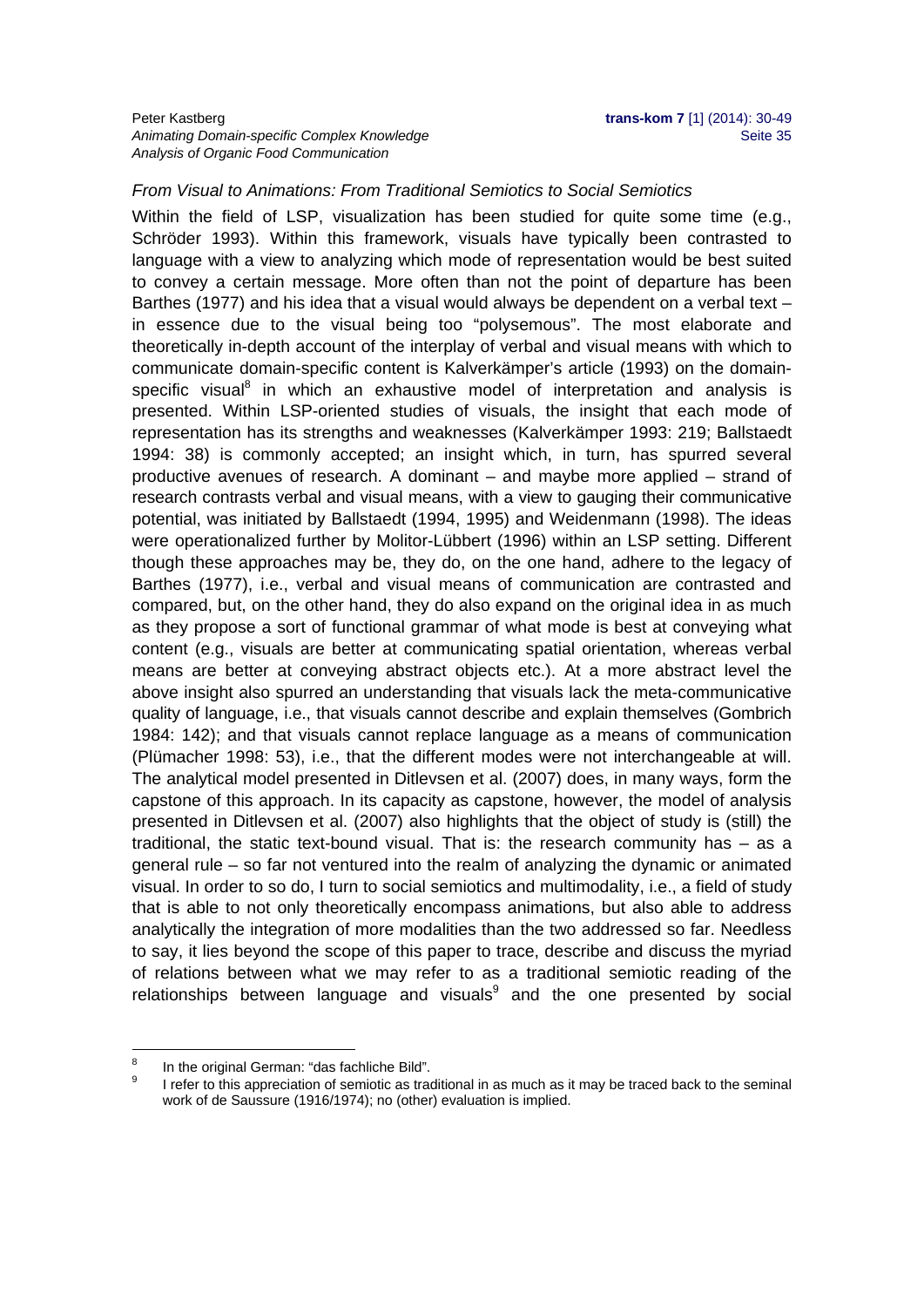*From Visual to Animations: From Traditional Semiotics to Social Semiotics*

Within the field of LSP, visualization has been studied for quite some time (e.g., Schröder 1993). Within this framework, visuals have typically been contrasted to language with a view to analyzing which mode of representation would be best suited to convey a certain message. More often than not the point of departure has been Barthes (1977) and his idea that a visual would always be dependent on a verbal text – in essence due to the visual being too "polysemous". The most elaborate and theoretically in-depth account of the interplay of verbal and visual means with which to communicate domain-specific content is Kalverkämper's article (1993) on the domain-specific visual[8] in which an exhaustive model of interpretation and analysis is presented. Within LSP-oriented studies of visuals, the insight that each mode of representation has its strengths and weaknesses (Kalverkämper 1993: 219; Ballstaedt 1994: 38) is commonly accepted; an insight which, in turn, has spurred several productive avenues of research. A dominant – and maybe more applied – strand of research contrasts verbal and visual means, with a view to gauging their communicative potential, was initiated by Ballstaedt (1994, 1995) and Weidenmann (1998). The ideas were operationalized further by Molitor-Lübbert (1996) within an LSP setting. Different though these approaches may be, they do, on the one hand, adhere to the legacy of Barthes (1977), i.e., verbal and visual means of communication are contrasted and compared, but, on the other hand, they do also expand on the original idea in as much as they propose a sort of functional grammar of what mode is best at conveying what content (e.g., visuals are better at communicating spatial orientation, whereas verbal means are better at conveying abstract objects etc.). At a more abstract level the above insight also spurred an understanding that visuals lack the meta-communicative quality of language, i.e., that visuals cannot describe and explain themselves (Gombrich 1984: 142); and that visuals cannot replace language as a means of communication (Plümacher 1998: 53), i.e., that the different modes were not interchangeable at will. The analytical model presented in Ditlevsen et al. (2007) does, in many ways, form the capstone of this approach. In its capacity as capstone, however, the model of analysis presented in Ditlevsen et al. (2007) also highlights that the object of study is (still) the traditional, the static text-bound visual. That is: the research community has – as a general rule – so far not ventured into the realm of analyzing the dynamic or animated visual. In order to so do, I turn to social semiotics and multimodality, i.e., a field of study that is able to not only theoretically encompass animations, but also able to address analytically the integration of more modalities than the two addressed so far. Needless to say, it lies beyond the scope of this paper to trace, describe and discuss the myriad of relations between what we may refer to as a traditional semiotic reading of the relationships between language and visuals[9] and the one presented by social

---

[8] In the original German: "das fachliche Bild".

[9] I refer to this appreciation of semiotic as traditional in as much as it may be traced back to the seminal work of de Saussure (1916/1974); no (other) evaluation is implied.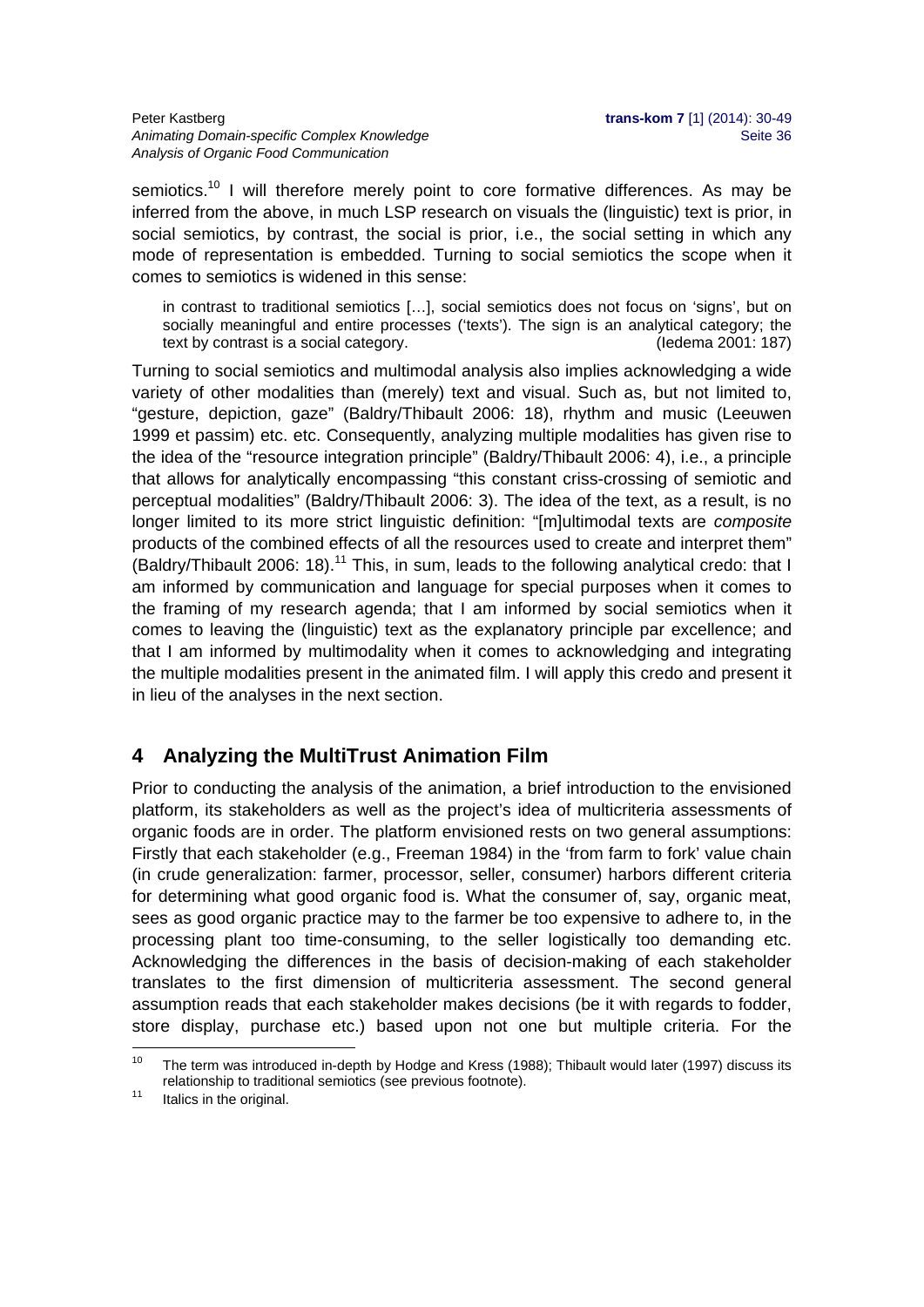semiotics.[10] I will therefore merely point to core formative differences. As may be inferred from the above, in much LSP research on visuals the (linguistic) text is prior, in social semiotics, by contrast, the social is prior, i.e., the social setting in which any mode of representation is embedded. Turning to social semiotics the scope when it comes to semiotics is widened in this sense:

> in contrast to traditional semiotics […], social semiotics does not focus on 'signs', but on socially meaningful and entire processes ('texts'). The sign is an analytical category; the text by contrast is a social category. (Iedema 2001: 187)

Turning to social semiotics and multimodal analysis also implies acknowledging a wide variety of other modalities than (merely) text and visual. Such as, but not limited to, "gesture, depiction, gaze" (Baldry/Thibault 2006: 18), rhythm and music (Leeuwen 1999 et passim) etc. etc. Consequently, analyzing multiple modalities has given rise to the idea of the "resource integration principle" (Baldry/Thibault 2006: 4), i.e., a principle that allows for analytically encompassing "this constant criss-crossing of semiotic and perceptual modalities" (Baldry/Thibault 2006: 3). The idea of the text, as a result, is no longer limited to its more strict linguistic definition: "[m]ultimodal texts are *composite* products of the combined effects of all the resources used to create and interpret them" (Baldry/Thibault 2006: 18).[11] This, in sum, leads to the following analytical credo: that I am informed by communication and language for special purposes when it comes to the framing of my research agenda; that I am informed by social semiotics when it comes to leaving the (linguistic) text as the explanatory principle par excellence; and that I am informed by multimodality when it comes to acknowledging and integrating the multiple modalities present in the animated film. I will apply this credo and present it in lieu of the analyses in the next section.

## 4 Analyzing the MultiTrust Animation Film

Prior to conducting the analysis of the animation, a brief introduction to the envisioned platform, its stakeholders as well as the project's idea of multicriteria assessments of organic foods are in order. The platform envisioned rests on two general assumptions: Firstly that each stakeholder (e.g., Freeman 1984) in the 'from farm to fork' value chain (in crude generalization: farmer, processor, seller, consumer) harbors different criteria for determining what good organic food is. What the consumer of, say, organic meat, sees as good organic practice may to the farmer be too expensive to adhere to, in the processing plant too time-consuming, to the seller logistically too demanding etc. Acknowledging the differences in the basis of decision-making of each stakeholder translates to the first dimension of multicriteria assessment. The second general assumption reads that each stakeholder makes decisions (be it with regards to fodder, store display, purchase etc.) based upon not one but multiple criteria. For the

---

[10] The term was introduced in-depth by Hodge and Kress (1988); Thibault would later (1997) discuss its relationship to traditional semiotics (see previous footnote).

[11] Italics in the original.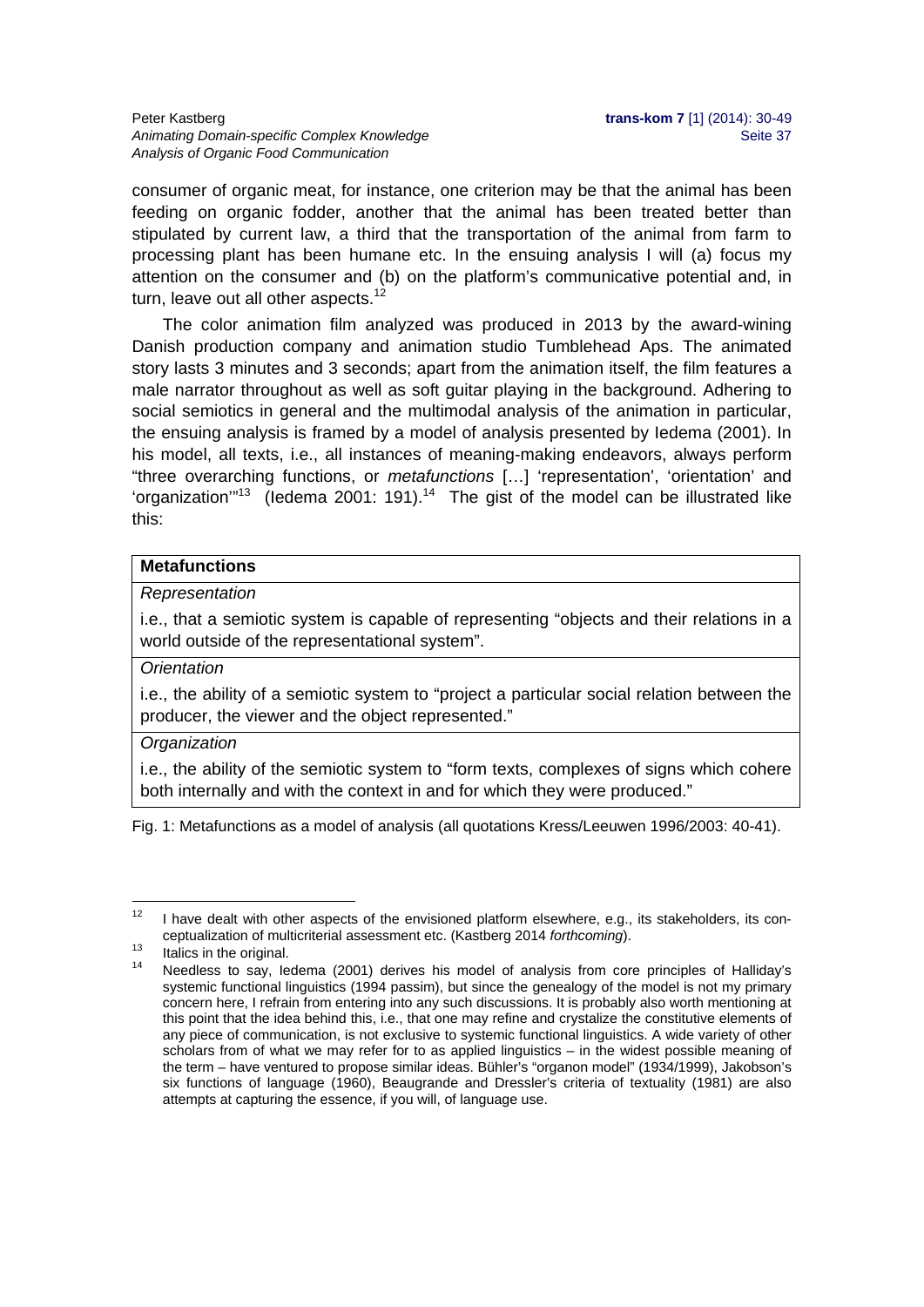consumer of organic meat, for instance, one criterion may be that the animal has been feeding on organic fodder, another that the animal has been treated better than stipulated by current law, a third that the transportation of the animal from farm to processing plant has been humane etc. In the ensuing analysis I will (a) focus my attention on the consumer and (b) on the platform's communicative potential and, in turn, leave out all other aspects.[12]

The color animation film analyzed was produced in 2013 by the award-wining Danish production company and animation studio Tumblehead Aps. The animated story lasts 3 minutes and 3 seconds; apart from the animation itself, the film features a male narrator throughout as well as soft guitar playing in the background. Adhering to social semiotics in general and the multimodal analysis of the animation in particular, the ensuing analysis is framed by a model of analysis presented by Iedema (2001). In his model, all texts, i.e., all instances of meaning-making endeavors, always perform "three overarching functions, or *metafunctions* […] 'representation', 'orientation' and 'organization'"[13] (Iedema 2001: 191).[14] The gist of the model can be illustrated like this:

| **Metafunctions** |
|---|
| *Representation* |
| i.e., that a semiotic system is capable of representing "objects and their relations in a world outside of the representational system". |
| *Orientation* |
| i.e., the ability of a semiotic system to "project a particular social relation between the producer, the viewer and the object represented." |
| *Organization* |
| i.e., the ability of the semiotic system to "form texts, complexes of signs which cohere both internally and with the context in and for which they were produced." |

Fig. 1: Metafunctions as a model of analysis (all quotations Kress/Leeuwen 1996/2003: 40-41).

---

[12] I have dealt with other aspects of the envisioned platform elsewhere, e.g., its stakeholders, its conceptualization of multicriterial assessment etc. (Kastberg 2014 *forthcoming*).

[13] Italics in the original.

[14] Needless to say, Iedema (2001) derives his model of analysis from core principles of Halliday's systemic functional linguistics (1994 passim), but since the genealogy of the model is not my primary concern here, I refrain from entering into any such discussions. It is probably also worth mentioning at this point that the idea behind this, i.e., that one may refine and crystalize the constitutive elements of any piece of communication, is not exclusive to systemic functional linguistics. A wide variety of other scholars from of what we may refer for to as applied linguistics – in the widest possible meaning of the term – have ventured to propose similar ideas. Bühler's "organon model" (1934/1999), Jakobson's six functions of language (1960), Beaugrande and Dressler's criteria of textuality (1981) are also attempts at capturing the essence, if you will, of language use.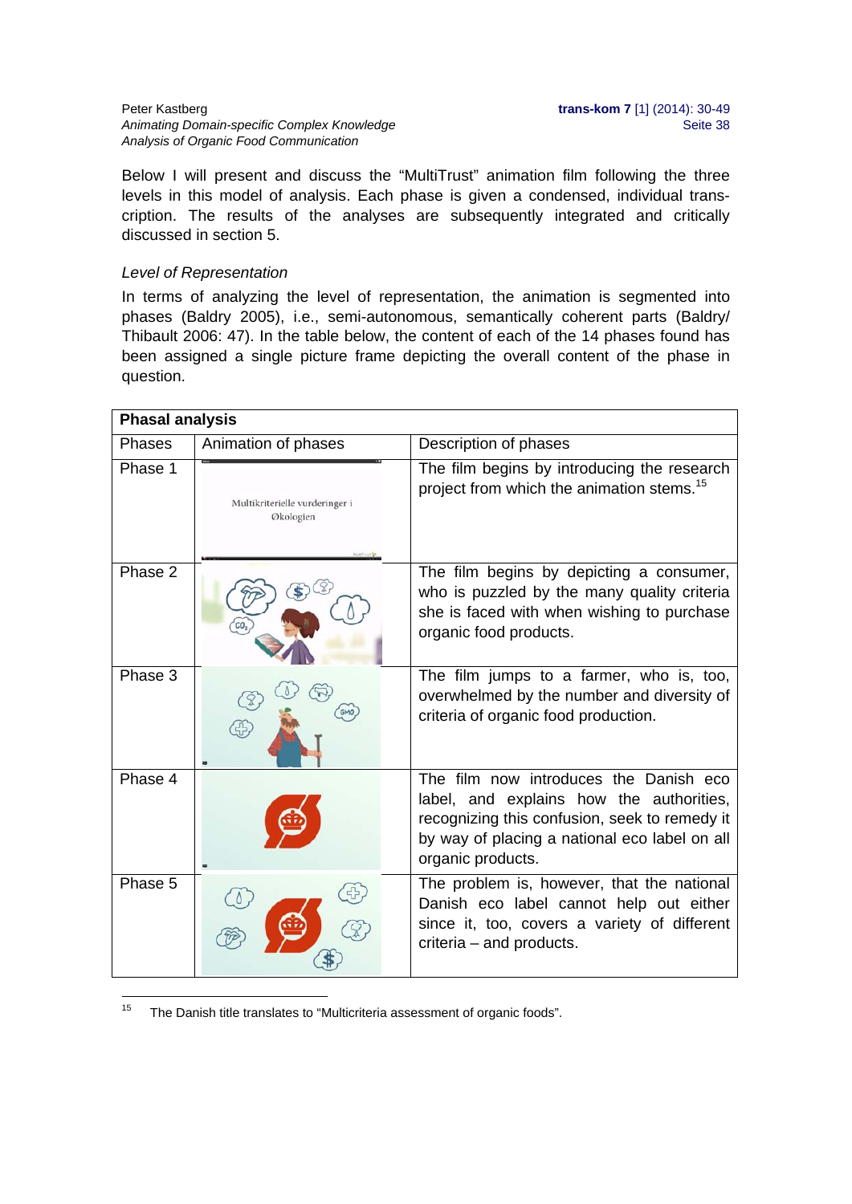Below I will present and discuss the "MultiTrust" animation film following the three levels in this model of analysis. Each phase is given a condensed, individual transcription. The results of the analyses are subsequently integrated and critically discussed in section 5.

*Level of Representation*

In terms of analyzing the level of representation, the animation is segmented into phases (Baldry 2005), i.e., semi-autonomous, semantically coherent parts (Baldry/Thibault 2006: 47). In the table below, the content of each of the 14 phases found has been assigned a single picture frame depicting the overall content of the phase in question.

| **Phasal analysis** | | |
|---|---|---|
| Phases | Animation of phases | Description of phases |
| Phase 1 | Multikriterielle vurderinger i Økologien | The film begins by introducing the research project from which the animation stems.[15] |
| Phase 2 | | The film begins by depicting a consumer, who is puzzled by the many quality criteria she is faced with when wishing to purchase organic food products. |
| Phase 3 | | The film jumps to a farmer, who is, too, overwhelmed by the number and diversity of criteria of organic food production. |
| Phase 4 | | The film now introduces the Danish eco label, and explains how the authorities, recognizing this confusion, seek to remedy it by way of placing a national eco label on all organic products. |
| Phase 5 | | The problem is, however, that the national Danish eco label cannot help out either since it, too, covers a variety of different criteria – and products. |

[15] The Danish title translates to "Multicriteria assessment of organic foods".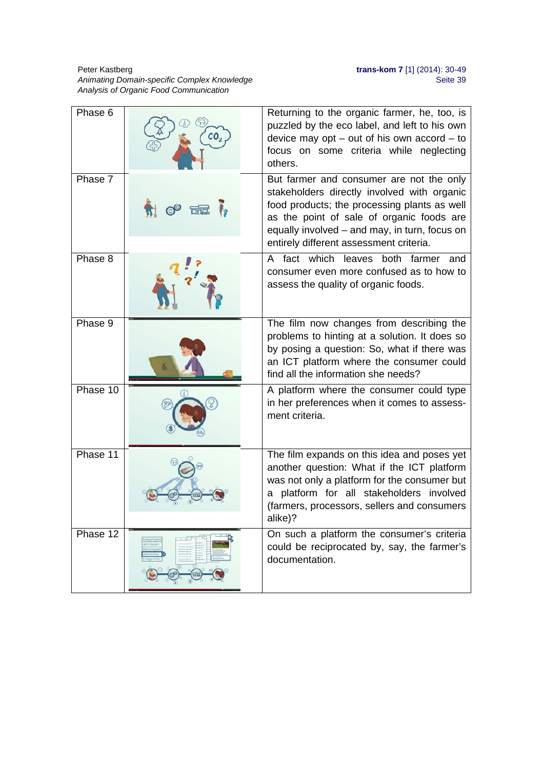| Phase 6 | | Returning to the organic farmer, he, too, is puzzled by the eco label, and left to his own device may opt – out of his own accord – to focus on some criteria while neglecting others. |
|---|---|---|
| Phase 7 | | But farmer and consumer are not the only stakeholders directly involved with organic food products; the processing plants as well as the point of sale of organic foods are equally involved – and may, in turn, focus on entirely different assessment criteria. |
| Phase 8 | | A fact which leaves both farmer and consumer even more confused as to how to assess the quality of organic foods. |
| Phase 9 | | The film now changes from describing the problems to hinting at a solution. It does so by posing a question: So, what if there was an ICT platform where the consumer could find all the information she needs? |
| Phase 10 | | A platform where the consumer could type in her preferences when it comes to assessment criteria. |
| Phase 11 | | The film expands on this idea and poses yet another question: What if the ICT platform was not only a platform for the consumer but a platform for all stakeholders involved (farmers, processors, sellers and consumers alike)? |
| Phase 12 | | On such a platform the consumer's criteria could be reciprocated by, say, the farmer's documentation. |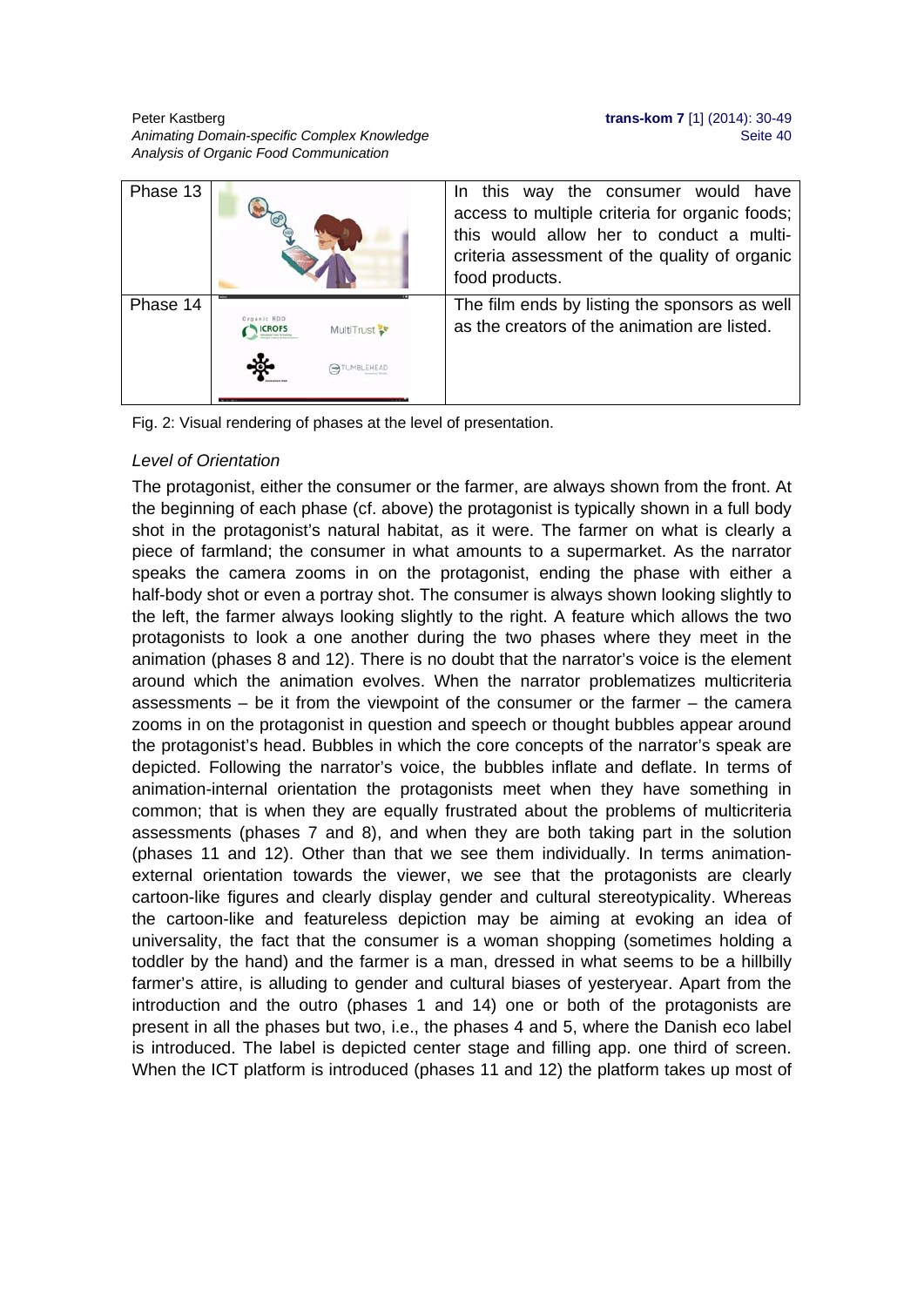| Phase 13 | | In this way the consumer would have access to multiple criteria for organic foods; this would allow her to conduct a multi-criteria assessment of the quality of organic food products. |
|---|---|---|
| Phase 14 | | The film ends by listing the sponsors as well as the creators of the animation are listed. |

Fig. 2: Visual rendering of phases at the level of presentation.

*Level of Orientation*

The protagonist, either the consumer or the farmer, are always shown from the front. At the beginning of each phase (cf. above) the protagonist is typically shown in a full body shot in the protagonist's natural habitat, as it were. The farmer on what is clearly a piece of farmland; the consumer in what amounts to a supermarket. As the narrator speaks the camera zooms in on the protagonist, ending the phase with either a half-body shot or even a portray shot. The consumer is always shown looking slightly to the left, the farmer always looking slightly to the right. A feature which allows the two protagonists to look a one another during the two phases where they meet in the animation (phases 8 and 12). There is no doubt that the narrator's voice is the element around which the animation evolves. When the narrator problematizes multicriteria assessments – be it from the viewpoint of the consumer or the farmer – the camera zooms in on the protagonist in question and speech or thought bubbles appear around the protagonist's head. Bubbles in which the core concepts of the narrator's speak are depicted. Following the narrator's voice, the bubbles inflate and deflate. In terms of animation-internal orientation the protagonists meet when they have something in common; that is when they are equally frustrated about the problems of multicriteria assessments (phases 7 and 8), and when they are both taking part in the solution (phases 11 and 12). Other than that we see them individually. In terms animation-external orientation towards the viewer, we see that the protagonists are clearly cartoon-like figures and clearly display gender and cultural stereotypicality. Whereas the cartoon-like and featureless depiction may be aiming at evoking an idea of universality, the fact that the consumer is a woman shopping (sometimes holding a toddler by the hand) and the farmer is a man, dressed in what seems to be a hillbilly farmer's attire, is alluding to gender and cultural biases of yesteryear. Apart from the introduction and the outro (phases 1 and 14) one or both of the protagonists are present in all the phases but two, i.e., the phases 4 and 5, where the Danish eco label is introduced. The label is depicted center stage and filling app. one third of screen. When the ICT platform is introduced (phases 11 and 12) the platform takes up most of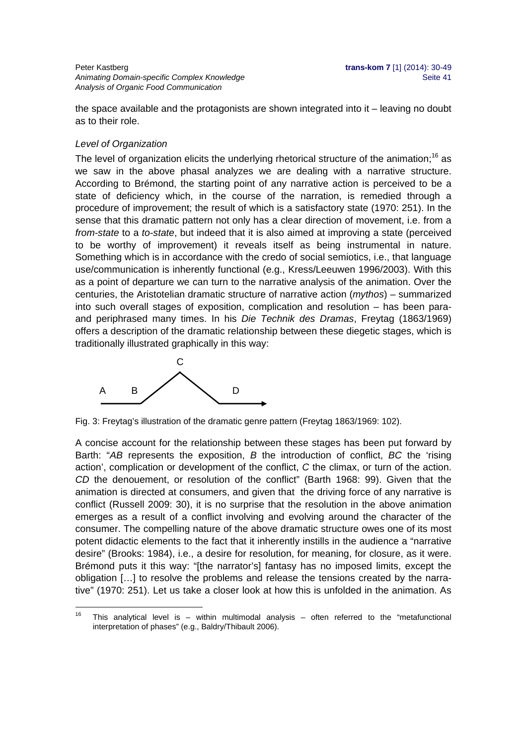the space available and the protagonists are shown integrated into it – leaving no doubt as to their role.

*Level of Organization*

The level of organization elicits the underlying rhetorical structure of the animation;[16] as we saw in the above phasal analyzes we are dealing with a narrative structure. According to Brémond, the starting point of any narrative action is perceived to be a state of deficiency which, in the course of the narration, is remedied through a procedure of improvement; the result of which is a satisfactory state (1970: 251). In the sense that this dramatic pattern not only has a clear direction of movement, i.e. from a *from-state* to a *to-state*, but indeed that it is also aimed at improving a state (perceived to be worthy of improvement) it reveals itself as being instrumental in nature. Something which is in accordance with the credo of social semiotics, i.e., that language use/communication is inherently functional (e.g., Kress/Leeuwen 1996/2003). With this as a point of departure we can turn to the narrative analysis of the animation. Over the centuries, the Aristotelian dramatic structure of narrative action (*mythos*) – summarized into such overall stages of exposition, complication and resolution – has been para- and periphrased many times. In his *Die Technik des Dramas*, Freytag (1863/1969) offers a description of the dramatic relationship between these diegetic stages, which is traditionally illustrated graphically in this way:

```
              C
A     B     /   \      D
_________/       \________>
```

Fig. 3: Freytag's illustration of the dramatic genre pattern (Freytag 1863/1969: 102).

A concise account for the relationship between these stages has been put forward by Barth: "*AB* represents the exposition, *B* the introduction of conflict, *BC* the 'rising action', complication or development of the conflict, *C* the climax, or turn of the action. *CD* the denouement, or resolution of the conflict" (Barth 1968: 99). Given that the animation is directed at consumers, and given that the driving force of any narrative is conflict (Russell 2009: 30), it is no surprise that the resolution in the above animation emerges as a result of a conflict involving and evolving around the character of the consumer. The compelling nature of the above dramatic structure owes one of its most potent didactic elements to the fact that it inherently instills in the audience a "narrative desire" (Brooks: 1984), i.e., a desire for resolution, for meaning, for closure, as it were. Brémond puts it this way: "[the narrator's] fantasy has no imposed limits, except the obligation […] to resolve the problems and release the tensions created by the narrative" (1970: 251). Let us take a closer look at how this is unfolded in the animation. As

[16] This analytical level is – within multimodal analysis – often referred to the "metafunctional interpretation of phases" (e.g., Baldry/Thibault 2006).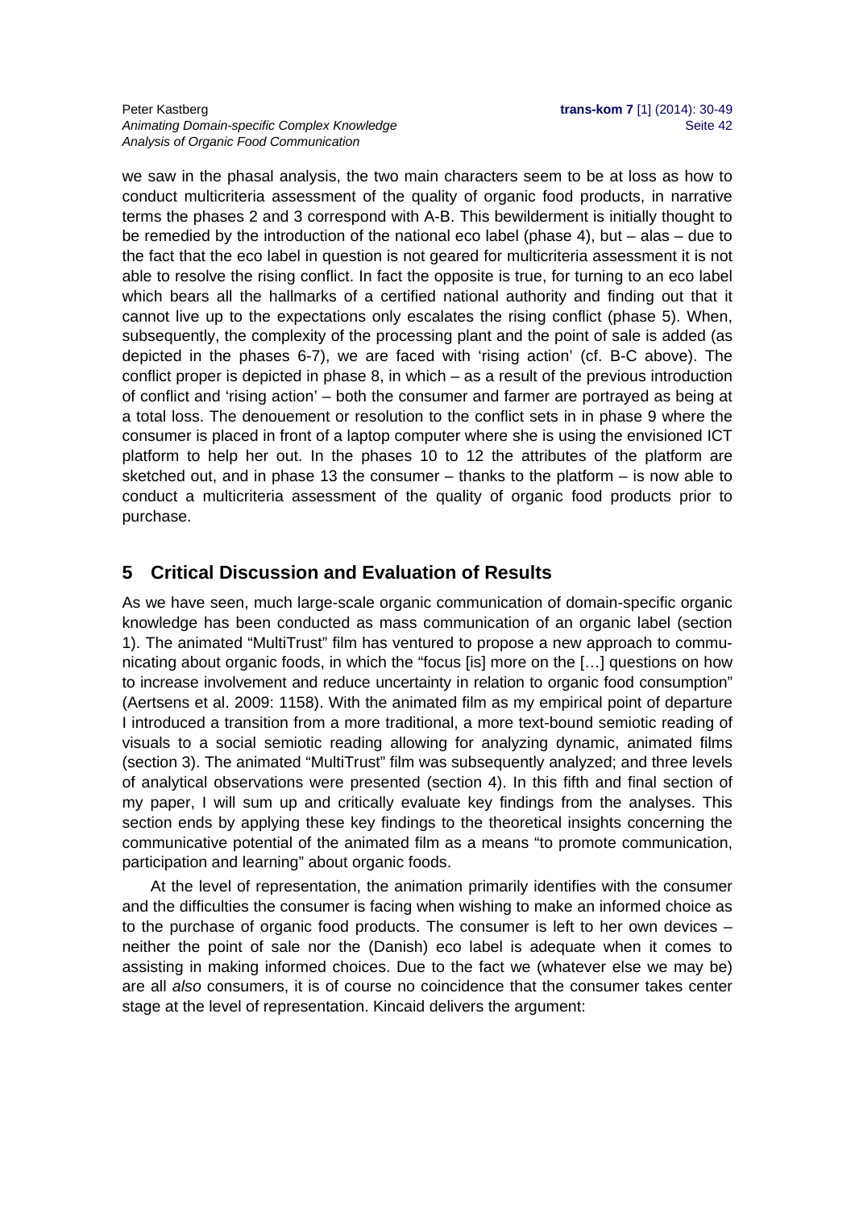we saw in the phasal analysis, the two main characters seem to be at loss as how to conduct multicriteria assessment of the quality of organic food products, in narrative terms the phases 2 and 3 correspond with A-B. This bewilderment is initially thought to be remedied by the introduction of the national eco label (phase 4), but – alas – due to the fact that the eco label in question is not geared for multicriteria assessment it is not able to resolve the rising conflict. In fact the opposite is true, for turning to an eco label which bears all the hallmarks of a certified national authority and finding out that it cannot live up to the expectations only escalates the rising conflict (phase 5). When, subsequently, the complexity of the processing plant and the point of sale is added (as depicted in the phases 6-7), we are faced with 'rising action' (cf. B-C above). The conflict proper is depicted in phase 8, in which – as a result of the previous introduction of conflict and 'rising action' – both the consumer and farmer are portrayed as being at a total loss. The denouement or resolution to the conflict sets in in phase 9 where the consumer is placed in front of a laptop computer where she is using the envisioned ICT platform to help her out. In the phases 10 to 12 the attributes of the platform are sketched out, and in phase 13 the consumer – thanks to the platform – is now able to conduct a multicriteria assessment of the quality of organic food products prior to purchase.

## 5 Critical Discussion and Evaluation of Results

As we have seen, much large-scale organic communication of domain-specific organic knowledge has been conducted as mass communication of an organic label (section 1). The animated "MultiTrust" film has ventured to propose a new approach to communicating about organic foods, in which the "focus [is] more on the […] questions on how to increase involvement and reduce uncertainty in relation to organic food consumption" (Aertsens et al. 2009: 1158). With the animated film as my empirical point of departure I introduced a transition from a more traditional, a more text-bound semiotic reading of visuals to a social semiotic reading allowing for analyzing dynamic, animated films (section 3). The animated "MultiTrust" film was subsequently analyzed; and three levels of analytical observations were presented (section 4). In this fifth and final section of my paper, I will sum up and critically evaluate key findings from the analyses. This section ends by applying these key findings to the theoretical insights concerning the communicative potential of the animated film as a means "to promote communication, participation and learning" about organic foods.

At the level of representation, the animation primarily identifies with the consumer and the difficulties the consumer is facing when wishing to make an informed choice as to the purchase of organic food products. The consumer is left to her own devices – neither the point of sale nor the (Danish) eco label is adequate when it comes to assisting in making informed choices. Due to the fact we (whatever else we may be) are all *also* consumers, it is of course no coincidence that the consumer takes center stage at the level of representation. Kincaid delivers the argument: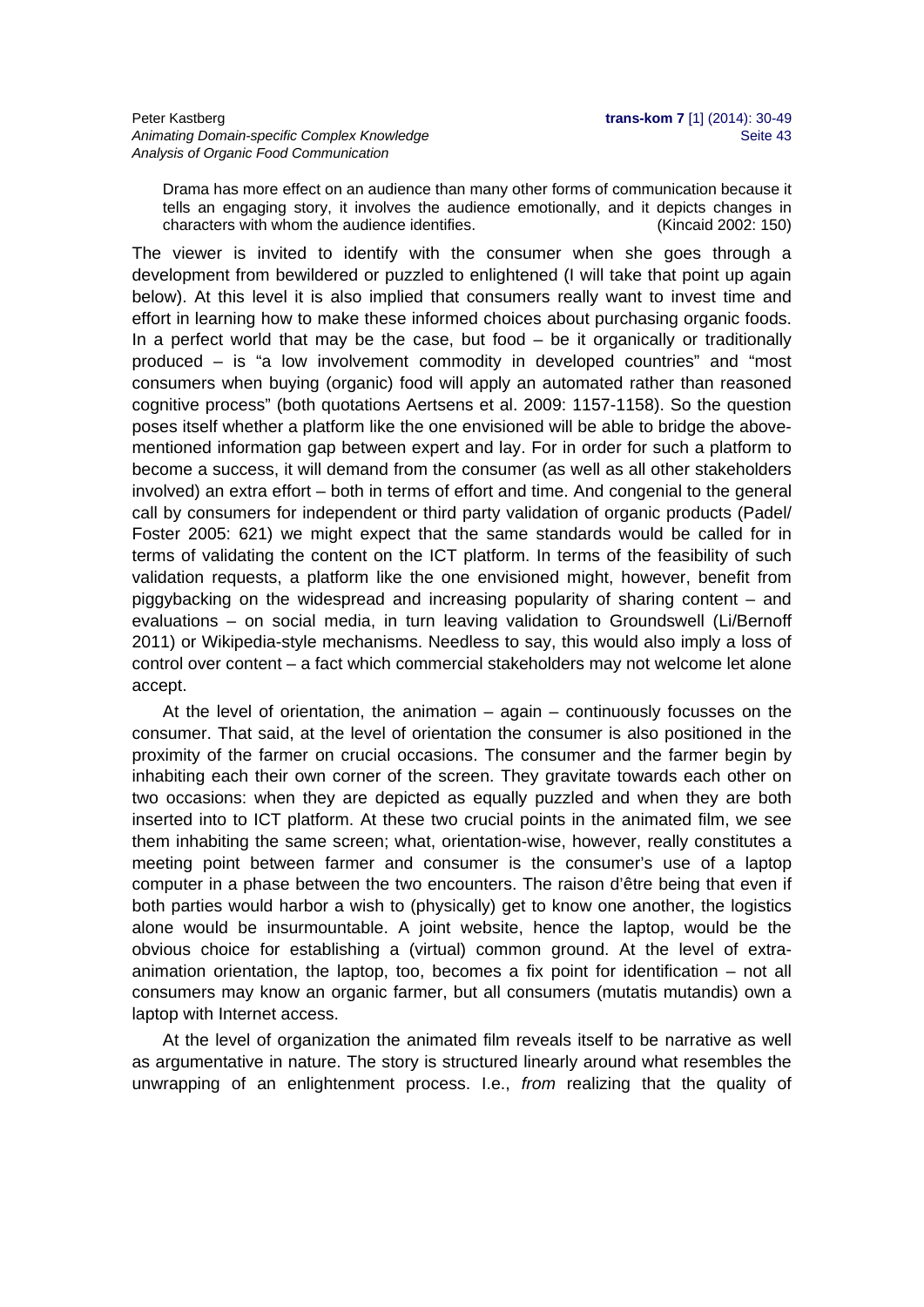> Drama has more effect on an audience than many other forms of communication because it tells an engaging story, it involves the audience emotionally, and it depicts changes in characters with whom the audience identifies. (Kincaid 2002: 150)

The viewer is invited to identify with the consumer when she goes through a development from bewildered or puzzled to enlightened (I will take that point up again below). At this level it is also implied that consumers really want to invest time and effort in learning how to make these informed choices about purchasing organic foods. In a perfect world that may be the case, but food – be it organically or traditionally produced – is "a low involvement commodity in developed countries" and "most consumers when buying (organic) food will apply an automated rather than reasoned cognitive process" (both quotations Aertsens et al. 2009: 1157-1158). So the question poses itself whether a platform like the one envisioned will be able to bridge the above-mentioned information gap between expert and lay. For in order for such a platform to become a success, it will demand from the consumer (as well as all other stakeholders involved) an extra effort – both in terms of effort and time. And congenial to the general call by consumers for independent or third party validation of organic products (Padel/ Foster 2005: 621) we might expect that the same standards would be called for in terms of validating the content on the ICT platform. In terms of the feasibility of such validation requests, a platform like the one envisioned might, however, benefit from piggybacking on the widespread and increasing popularity of sharing content – and evaluations – on social media, in turn leaving validation to Groundswell (Li/Bernoff 2011) or Wikipedia-style mechanisms. Needless to say, this would also imply a loss of control over content – a fact which commercial stakeholders may not welcome let alone accept.

At the level of orientation, the animation – again – continuously focusses on the consumer. That said, at the level of orientation the consumer is also positioned in the proximity of the farmer on crucial occasions. The consumer and the farmer begin by inhabiting each their own corner of the screen. They gravitate towards each other on two occasions: when they are depicted as equally puzzled and when they are both inserted into to ICT platform. At these two crucial points in the animated film, we see them inhabiting the same screen; what, orientation-wise, however, really constitutes a meeting point between farmer and consumer is the consumer's use of a laptop computer in a phase between the two encounters. The raison d'être being that even if both parties would harbor a wish to (physically) get to know one another, the logistics alone would be insurmountable. A joint website, hence the laptop, would be the obvious choice for establishing a (virtual) common ground. At the level of extra-animation orientation, the laptop, too, becomes a fix point for identification – not all consumers may know an organic farmer, but all consumers (mutatis mutandis) own a laptop with Internet access.

At the level of organization the animated film reveals itself to be narrative as well as argumentative in nature. The story is structured linearly around what resembles the unwrapping of an enlightenment process. I.e., *from* realizing that the quality of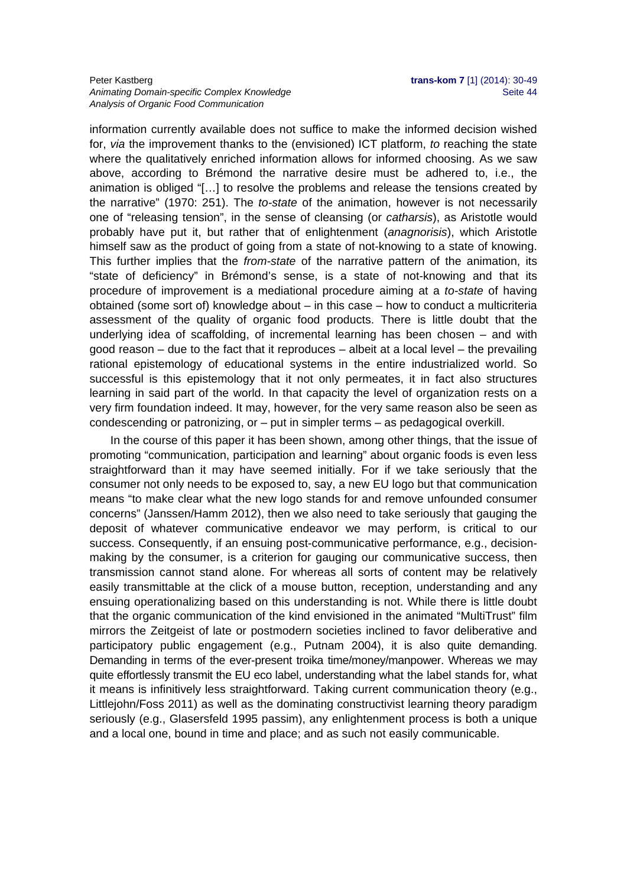information currently available does not suffice to make the informed decision wished for, *via* the improvement thanks to the (envisioned) ICT platform, *to* reaching the state where the qualitatively enriched information allows for informed choosing. As we saw above, according to Brémond the narrative desire must be adhered to, i.e., the animation is obliged "[…] to resolve the problems and release the tensions created by the narrative" (1970: 251). The *to-state* of the animation, however is not necessarily one of "releasing tension", in the sense of cleansing (or *catharsis*), as Aristotle would probably have put it, but rather that of enlightenment (*anagnorisis*), which Aristotle himself saw as the product of going from a state of not-knowing to a state of knowing. This further implies that the *from-state* of the narrative pattern of the animation, its "state of deficiency" in Brémond's sense, is a state of not-knowing and that its procedure of improvement is a mediational procedure aiming at a *to-state* of having obtained (some sort of) knowledge about – in this case – how to conduct a multicriteria assessment of the quality of organic food products. There is little doubt that the underlying idea of scaffolding, of incremental learning has been chosen – and with good reason – due to the fact that it reproduces – albeit at a local level – the prevailing rational epistemology of educational systems in the entire industrialized world. So successful is this epistemology that it not only permeates, it in fact also structures learning in said part of the world. In that capacity the level of organization rests on a very firm foundation indeed. It may, however, for the very same reason also be seen as condescending or patronizing, or – put in simpler terms – as pedagogical overkill.

In the course of this paper it has been shown, among other things, that the issue of promoting "communication, participation and learning" about organic foods is even less straightforward than it may have seemed initially. For if we take seriously that the consumer not only needs to be exposed to, say, a new EU logo but that communication means "to make clear what the new logo stands for and remove unfounded consumer concerns" (Janssen/Hamm 2012), then we also need to take seriously that gauging the deposit of whatever communicative endeavor we may perform, is critical to our success. Consequently, if an ensuing post-communicative performance, e.g., decision-making by the consumer, is a criterion for gauging our communicative success, then transmission cannot stand alone. For whereas all sorts of content may be relatively easily transmittable at the click of a mouse button, reception, understanding and any ensuing operationalizing based on this understanding is not. While there is little doubt that the organic communication of the kind envisioned in the animated "MultiTrust" film mirrors the Zeitgeist of late or postmodern societies inclined to favor deliberative and participatory public engagement (e.g., Putnam 2004), it is also quite demanding. Demanding in terms of the ever-present troika time/money/manpower. Whereas we may quite effortlessly transmit the EU eco label, understanding what the label stands for, what it means is infinitively less straightforward. Taking current communication theory (e.g., Littlejohn/Foss 2011) as well as the dominating constructivist learning theory paradigm seriously (e.g., Glasersfeld 1995 passim), any enlightenment process is both a unique and a local one, bound in time and place; and as such not easily communicable.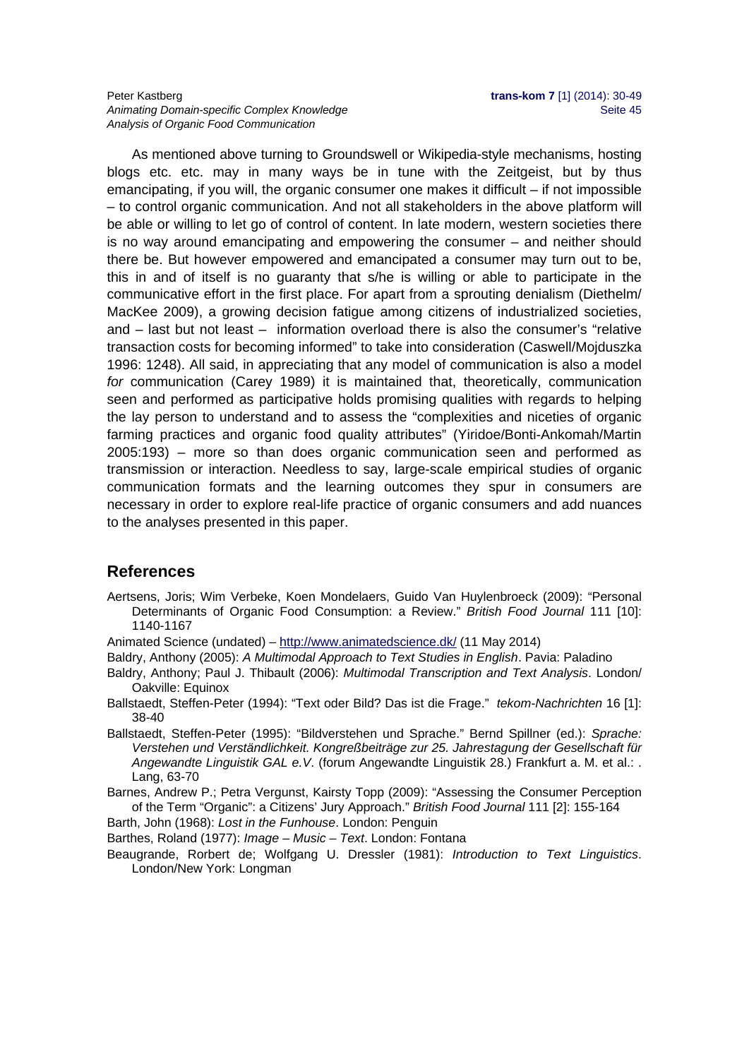As mentioned above turning to Groundswell or Wikipedia-style mechanisms, hosting blogs etc. etc. may in many ways be in tune with the Zeitgeist, but by thus emancipating, if you will, the organic consumer one makes it difficult – if not impossible – to control organic communication. And not all stakeholders in the above platform will be able or willing to let go of control of content. In late modern, western societies there is no way around emancipating and empowering the consumer – and neither should there be. But however empowered and emancipated a consumer may turn out to be, this in and of itself is no guaranty that s/he is willing or able to participate in the communicative effort in the first place. For apart from a sprouting denialism (Diethelm/ MacKee 2009), a growing decision fatigue among citizens of industrialized societies, and – last but not least – information overload there is also the consumer's "relative transaction costs for becoming informed" to take into consideration (Caswell/Mojduszka 1996: 1248). All said, in appreciating that any model of communication is also a model *for* communication (Carey 1989) it is maintained that, theoretically, communication seen and performed as participative holds promising qualities with regards to helping the lay person to understand and to assess the "complexities and niceties of organic farming practices and organic food quality attributes" (Yiridoe/Bonti-Ankomah/Martin 2005:193) – more so than does organic communication seen and performed as transmission or interaction. Needless to say, large-scale empirical studies of organic communication formats and the learning outcomes they spur in consumers are necessary in order to explore real-life practice of organic consumers and add nuances to the analyses presented in this paper.

## References

Aertsens, Joris; Wim Verbeke, Koen Mondelaers, Guido Van Huylenbroeck (2009): "Personal Determinants of Organic Food Consumption: a Review." *British Food Journal* 111 [10]: 1140-1167

Animated Science (undated) – http://www.animatedscience.dk/ (11 May 2014)

Baldry, Anthony (2005): *A Multimodal Approach to Text Studies in English*. Pavia: Paladino

Baldry, Anthony; Paul J. Thibault (2006): *Multimodal Transcription and Text Analysis*. London/ Oakville: Equinox

Ballstaedt, Steffen-Peter (1994): "Text oder Bild? Das ist die Frage." *tekom-Nachrichten* 16 [1]: 38-40

Ballstaedt, Steffen-Peter (1995): "Bildverstehen und Sprache." Bernd Spillner (ed.): *Sprache: Verstehen und Verständlichkeit. Kongreßbeiträge zur 25. Jahrestagung der Gesellschaft für Angewandte Linguistik GAL e.V*. (forum Angewandte Linguistik 28.) Frankfurt a. M. et al.: . Lang, 63-70

Barnes, Andrew P.; Petra Vergunst, Kairsty Topp (2009): "Assessing the Consumer Perception of the Term "Organic": a Citizens' Jury Approach." *British Food Journal* 111 [2]: 155-164

Barth, John (1968): *Lost in the Funhouse*. London: Penguin

Barthes, Roland (1977): *Image – Music – Text*. London: Fontana

Beaugrande, Rorbert de; Wolfgang U. Dressler (1981): *Introduction to Text Linguistics*. London/New York: Longman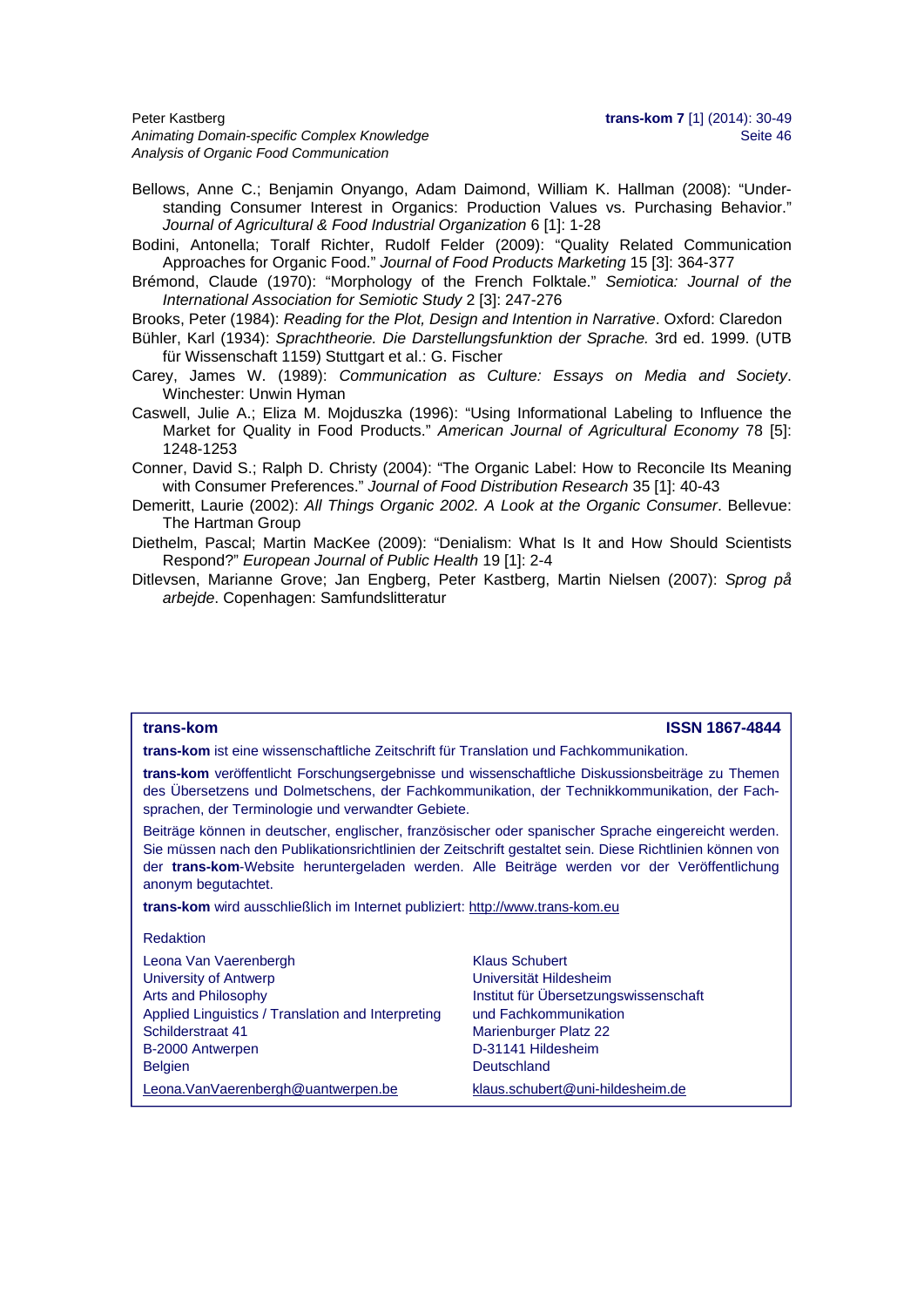Bellows, Anne C.; Benjamin Onyango, Adam Daimond, William K. Hallman (2008): "Understanding Consumer Interest in Organics: Production Values vs. Purchasing Behavior." *Journal of Agricultural & Food Industrial Organization* 6 [1]: 1-28

Bodini, Antonella; Toralf Richter, Rudolf Felder (2009): "Quality Related Communication Approaches for Organic Food." *Journal of Food Products Marketing* 15 [3]: 364-377

Brémond, Claude (1970): "Morphology of the French Folktale." *Semiotica: Journal of the International Association for Semiotic Study* 2 [3]: 247-276

Brooks, Peter (1984): *Reading for the Plot, Design and Intention in Narrative*. Oxford: Claredon

Bühler, Karl (1934): *Sprachtheorie. Die Darstellungsfunktion der Sprache.* 3rd ed. 1999. (UTB für Wissenschaft 1159) Stuttgart et al.: G. Fischer

Carey, James W. (1989): *Communication as Culture: Essays on Media and Society*. Winchester: Unwin Hyman

Caswell, Julie A.; Eliza M. Mojduszka (1996): "Using Informational Labeling to Influence the Market for Quality in Food Products." *American Journal of Agricultural Economy* 78 [5]: 1248-1253

Conner, David S.; Ralph D. Christy (2004): "The Organic Label: How to Reconcile Its Meaning with Consumer Preferences." *Journal of Food Distribution Research* 35 [1]: 40-43

Demeritt, Laurie (2002): *All Things Organic 2002. A Look at the Organic Consumer*. Bellevue: The Hartman Group

Diethelm, Pascal; Martin MacKee (2009): "Denialism: What Is It and How Should Scientists Respond?" *European Journal of Public Health* 19 [1]: 2-4

Ditlevsen, Marianne Grove; Jan Engberg, Peter Kastberg, Martin Nielsen (2007): *Sprog på arbejde*. Copenhagen: Samfundslitteratur

**trans-kom** **ISSN 1867-4844**

**trans-kom** ist eine wissenschaftliche Zeitschrift für Translation und Fachkommunikation.

**trans-kom** veröffentlicht Forschungsergebnisse und wissenschaftliche Diskussionsbeiträge zu Themen des Übersetzens und Dolmetschens, der Fachkommunikation, der Technikkommunikation, der Fachsprachen, der Terminologie und verwandter Gebiete.

Beiträge können in deutscher, englischer, französischer oder spanischer Sprache eingereicht werden. Sie müssen nach den Publikationsrichtlinien der Zeitschrift gestaltet sein. Diese Richtlinien können von der **trans-kom**-Website heruntergeladen werden. Alle Beiträge werden vor der Veröffentlichung anonym begutachtet.

**trans-kom** wird ausschließlich im Internet publiziert: http://www.trans-kom.eu

Redaktion

Leona Van Vaerenbergh
University of Antwerp
Arts and Philosophy
Applied Linguistics / Translation and Interpreting
Schilderstraat 41
B-2000 Antwerpen
Belgien
Leona.VanVaerenbergh@uantwerpen.be

Klaus Schubert
Universität Hildesheim
Institut für Übersetzungswissenschaft und Fachkommunikation
Marienburger Platz 22
D-31141 Hildesheim
Deutschland
klaus.schubert@uni-hildesheim.de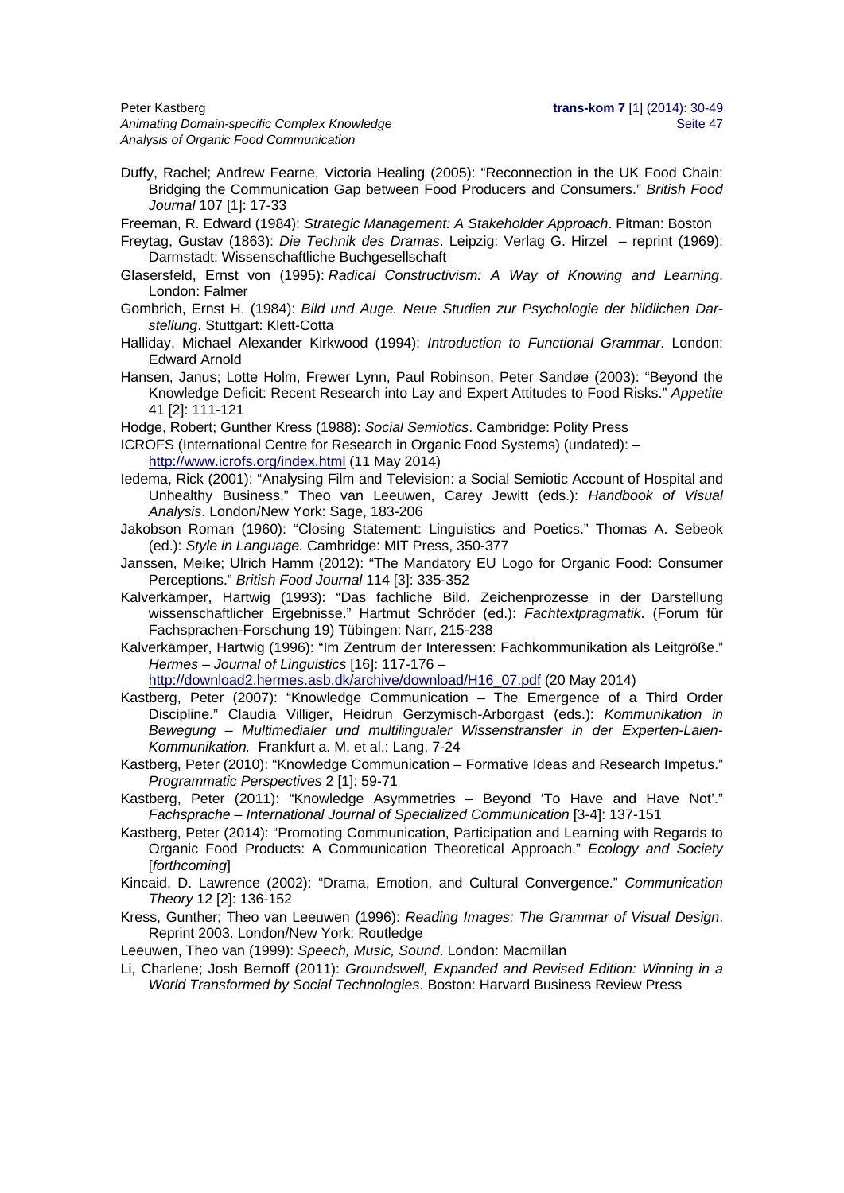Duffy, Rachel; Andrew Fearne, Victoria Healing (2005): "Reconnection in the UK Food Chain: Bridging the Communication Gap between Food Producers and Consumers." *British Food Journal* 107 [1]: 17-33

Freeman, R. Edward (1984): *Strategic Management: A Stakeholder Approach*. Pitman: Boston

Freytag, Gustav (1863): *Die Technik des Dramas*. Leipzig: Verlag G. Hirzel – reprint (1969): Darmstadt: Wissenschaftliche Buchgesellschaft

Glasersfeld, Ernst von (1995): *Radical Constructivism: A Way of Knowing and Learning*. London: Falmer

Gombrich, Ernst H. (1984): *Bild und Auge. Neue Studien zur Psychologie der bildlichen Darstellung*. Stuttgart: Klett-Cotta

Halliday, Michael Alexander Kirkwood (1994): *Introduction to Functional Grammar*. London: Edward Arnold

Hansen, Janus; Lotte Holm, Frewer Lynn, Paul Robinson, Peter Sandøe (2003): "Beyond the Knowledge Deficit: Recent Research into Lay and Expert Attitudes to Food Risks." *Appetite* 41 [2]: 111-121

Hodge, Robert; Gunther Kress (1988): *Social Semiotics*. Cambridge: Polity Press

ICROFS (International Centre for Research in Organic Food Systems) (undated): – http://www.icrofs.org/index.html (11 May 2014)

Iedema, Rick (2001): "Analysing Film and Television: a Social Semiotic Account of Hospital and Unhealthy Business." Theo van Leeuwen, Carey Jewitt (eds.): *Handbook of Visual Analysis*. London/New York: Sage, 183-206

Jakobson Roman (1960): "Closing Statement: Linguistics and Poetics." Thomas A. Sebeok (ed.): *Style in Language.* Cambridge: MIT Press, 350-377

Janssen, Meike; Ulrich Hamm (2012): "The Mandatory EU Logo for Organic Food: Consumer Perceptions." *British Food Journal* 114 [3]: 335-352

Kalverkämper, Hartwig (1993): "Das fachliche Bild. Zeichenprozesse in der Darstellung wissenschaftlicher Ergebnisse." Hartmut Schröder (ed.): *Fachtextpragmatik*. (Forum für Fachsprachen-Forschung 19) Tübingen: Narr, 215-238

Kalverkämper, Hartwig (1996): "Im Zentrum der Interessen: Fachkommunikation als Leitgröße." *Hermes – Journal of Linguistics* [16]: 117-176 – http://download2.hermes.asb.dk/archive/download/H16_07.pdf (20 May 2014)

Kastberg, Peter (2007): "Knowledge Communication – The Emergence of a Third Order Discipline." Claudia Villiger, Heidrun Gerzymisch-Arborgast (eds.): *Kommunikation in Bewegung – Multimedialer und multilingualer Wissenstransfer in der Experten-Laien-Kommunikation.* Frankfurt a. M. et al.: Lang, 7-24

Kastberg, Peter (2010): "Knowledge Communication – Formative Ideas and Research Impetus." *Programmatic Perspectives* 2 [1]: 59-71

Kastberg, Peter (2011): "Knowledge Asymmetries – Beyond 'To Have and Have Not'." *Fachsprache – International Journal of Specialized Communication* [3-4]: 137-151

Kastberg, Peter (2014): "Promoting Communication, Participation and Learning with Regards to Organic Food Products: A Communication Theoretical Approach." *Ecology and Society* [*forthcoming*]

Kincaid, D. Lawrence (2002): "Drama, Emotion, and Cultural Convergence." *Communication Theory* 12 [2]: 136-152

Kress, Gunther; Theo van Leeuwen (1996): *Reading Images: The Grammar of Visual Design*. Reprint 2003. London/New York: Routledge

Leeuwen, Theo van (1999): *Speech, Music, Sound*. London: Macmillan

Li, Charlene; Josh Bernoff (2011): *Groundswell, Expanded and Revised Edition: Winning in a World Transformed by Social Technologies*. Boston: Harvard Business Review Press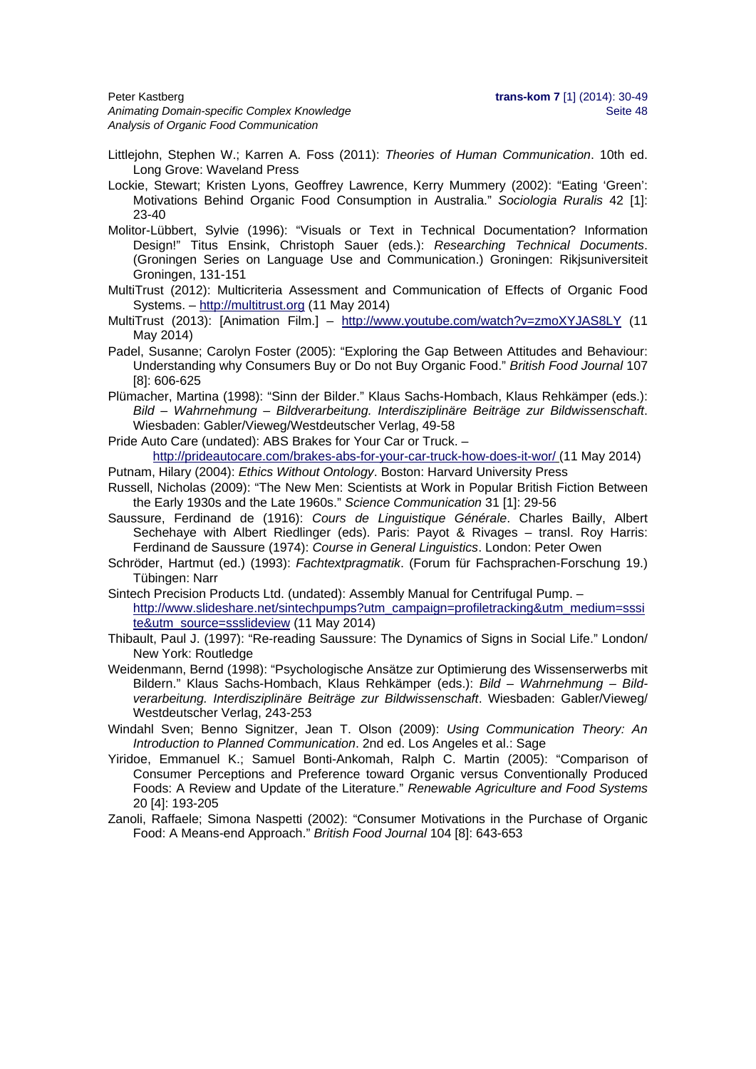Littlejohn, Stephen W.; Karren A. Foss (2011): *Theories of Human Communication*. 10th ed. Long Grove: Waveland Press

Lockie, Stewart; Kristen Lyons, Geoffrey Lawrence, Kerry Mummery (2002): "Eating 'Green': Motivations Behind Organic Food Consumption in Australia." *Sociologia Ruralis* 42 [1]: 23-40

Molitor-Lübbert, Sylvie (1996): "Visuals or Text in Technical Documentation? Information Design!" Titus Ensink, Christoph Sauer (eds.): *Researching Technical Documents*. (Groningen Series on Language Use and Communication.) Groningen: Rikjsuniversiteit Groningen, 131-151

MultiTrust (2012): Multicriteria Assessment and Communication of Effects of Organic Food Systems. – http://multitrust.org (11 May 2014)

MultiTrust (2013): [Animation Film.] – http://www.youtube.com/watch?v=zmoXYJAS8LY (11 May 2014)

Padel, Susanne; Carolyn Foster (2005): "Exploring the Gap Between Attitudes and Behaviour: Understanding why Consumers Buy or Do not Buy Organic Food." *British Food Journal* 107 [8]: 606-625

Plümacher, Martina (1998): "Sinn der Bilder." Klaus Sachs-Hombach, Klaus Rehkämper (eds.): *Bild – Wahrnehmung – Bildverarbeitung. Interdisziplinäre Beiträge zur Bildwissenschaft*. Wiesbaden: Gabler/Vieweg/Westdeutscher Verlag, 49-58

Pride Auto Care (undated): ABS Brakes for Your Car or Truck. – http://prideautocare.com/brakes-abs-for-your-car-truck-how-does-it-wor/ (11 May 2014)

Putnam, Hilary (2004): *Ethics Without Ontology*. Boston: Harvard University Press

Russell, Nicholas (2009): "The New Men: Scientists at Work in Popular British Fiction Between the Early 1930s and the Late 1960s." *Science Communication* 31 [1]: 29-56

Saussure, Ferdinand de (1916): *Cours de Linguistique Générale*. Charles Bailly, Albert Sechehaye with Albert Riedlinger (eds). Paris: Payot & Rivages – transl. Roy Harris: Ferdinand de Saussure (1974): *Course in General Linguistics*. London: Peter Owen

Schröder, Hartmut (ed.) (1993): *Fachtextpragmatik*. (Forum für Fachsprachen-Forschung 19.) Tübingen: Narr

Sintech Precision Products Ltd. (undated): Assembly Manual for Centrifugal Pump. – http://www.slideshare.net/sintechpumps?utm_campaign=profiletracking&utm_medium=sssite&utm_source=ssslideview (11 May 2014)

Thibault, Paul J. (1997): "Re-reading Saussure: The Dynamics of Signs in Social Life." London/ New York: Routledge

Weidenmann, Bernd (1998): "Psychologische Ansätze zur Optimierung des Wissenserwerbs mit Bildern." Klaus Sachs-Hombach, Klaus Rehkämper (eds.): *Bild – Wahrnehmung – Bildverarbeitung. Interdisziplinäre Beiträge zur Bildwissenschaft*. Wiesbaden: Gabler/Vieweg/ Westdeutscher Verlag, 243-253

Windahl Sven; Benno Signitzer, Jean T. Olson (2009): *Using Communication Theory: An Introduction to Planned Communication*. 2nd ed. Los Angeles et al.: Sage

Yiridoe, Emmanuel K.; Samuel Bonti-Ankomah, Ralph C. Martin (2005): "Comparison of Consumer Perceptions and Preference toward Organic versus Conventionally Produced Foods: A Review and Update of the Literature." *Renewable Agriculture and Food Systems* 20 [4]: 193-205

Zanoli, Raffaele; Simona Naspetti (2002): "Consumer Motivations in the Purchase of Organic Food: A Means-end Approach." *British Food Journal* 104 [8]: 643-653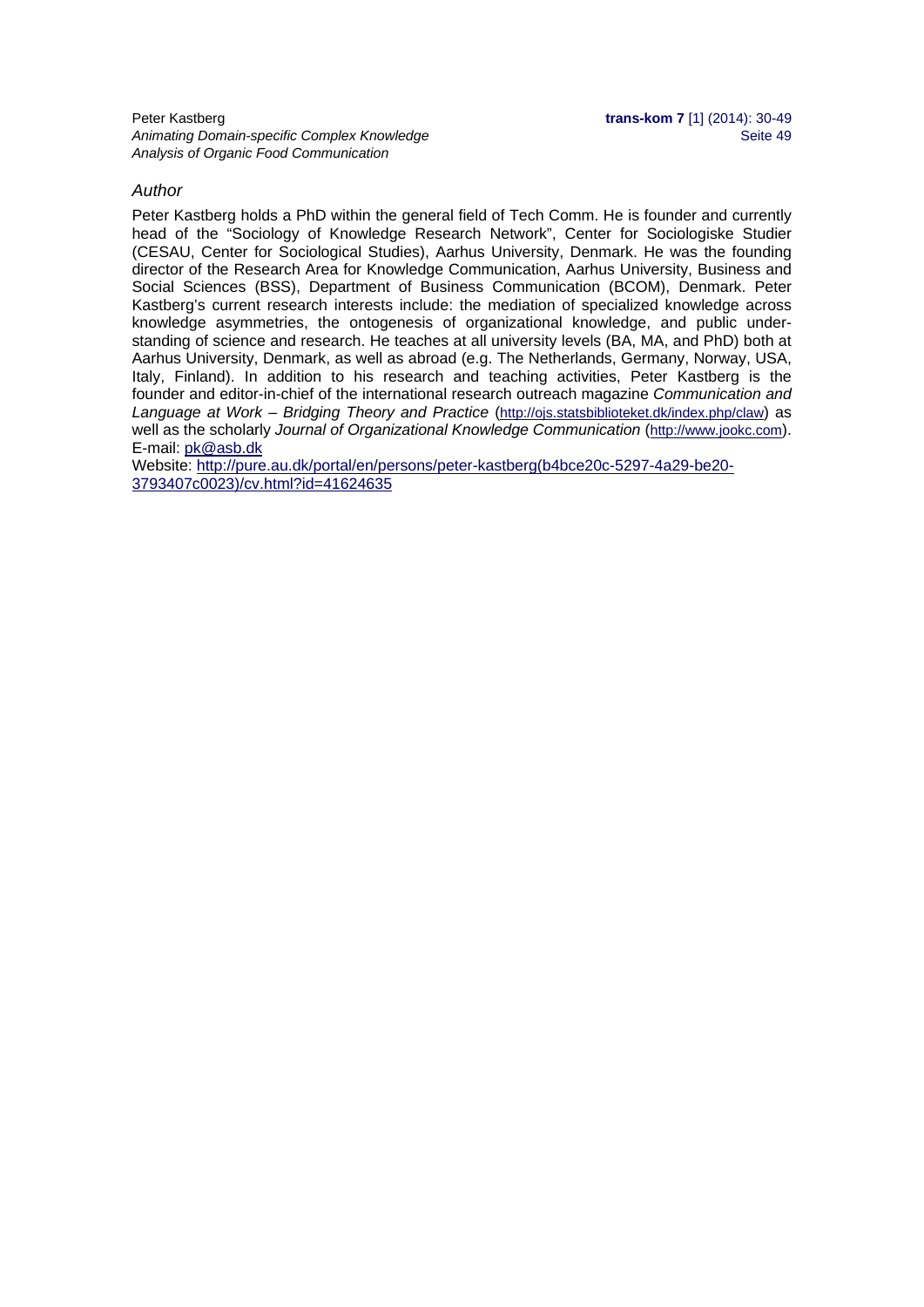## *Author*

Peter Kastberg holds a PhD within the general field of Tech Comm. He is founder and currently head of the "Sociology of Knowledge Research Network", Center for Sociologiske Studier (CESAU, Center for Sociological Studies), Aarhus University, Denmark. He was the founding director of the Research Area for Knowledge Communication, Aarhus University, Business and Social Sciences (BSS), Department of Business Communication (BCOM), Denmark. Peter Kastberg's current research interests include: the mediation of specialized knowledge across knowledge asymmetries, the ontogenesis of organizational knowledge, and public understanding of science and research. He teaches at all university levels (BA, MA, and PhD) both at Aarhus University, Denmark, as well as abroad (e.g. The Netherlands, Germany, Norway, USA, Italy, Finland). In addition to his research and teaching activities, Peter Kastberg is the founder and editor-in-chief of the international research outreach magazine *Communication and Language at Work – Bridging Theory and Practice* (http://ojs.statsbiblioteket.dk/index.php/claw) as well as the scholarly *Journal of Organizational Knowledge Communication* (http://www.jookc.com).
E-mail: pk@asb.dk
Website: http://pure.au.dk/portal/en/persons/peter-kastberg(b4bce20c-5297-4a29-be20-3793407c0023)/cv.html?id=41624635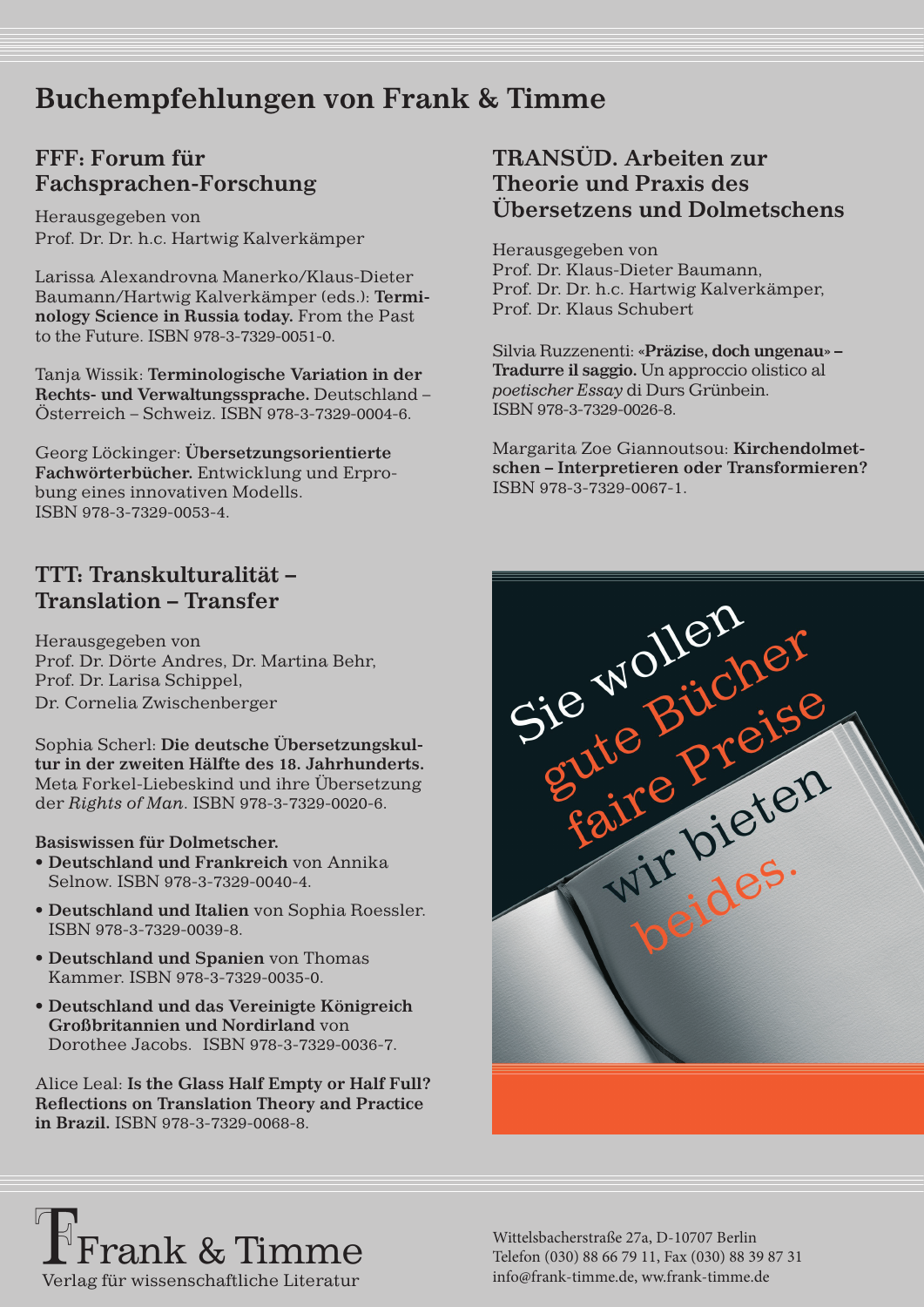# Buchempfehlungen von Frank & Timme

## FFF: Forum für Fachsprachen-Forschung

Herausgegeben von
Prof. Dr. Dr. h.c. Hartwig Kalverkämper

Larissa Alexandrovna Manerko/Klaus-Dieter Baumann/Hartwig Kalverkämper (eds.): **Terminology Science in Russia today.** From the Past to the Future. ISBN 978-3-7329-0051-0.

Tanja Wissik: **Terminologische Variation in der Rechts- und Verwaltungssprache.** Deutschland – Österreich – Schweiz. ISBN 978-3-7329-0004-6.

Georg Löckinger: **Übersetzungsorientierte Fachwörterbücher.** Entwicklung und Erprobung eines innovativen Modells. ISBN 978-3-7329-0053-4.

## TTT: Transkulturalität – Translation – Transfer

Herausgegeben von
Prof. Dr. Dörte Andres, Dr. Martina Behr, Prof. Dr. Larisa Schippel, Dr. Cornelia Zwischenberger

Sophia Scherl: **Die deutsche Übersetzungskultur in der zweiten Hälfte des 18. Jahrhunderts.** Meta Forkel-Liebeskind und ihre Übersetzung der *Rights of Man*. ISBN 978-3-7329-0020-6.

**Basiswissen für Dolmetscher.**

- **Deutschland und Frankreich** von Annika Selnow. ISBN 978-3-7329-0040-4.
- **Deutschland und Italien** von Sophia Roessler. ISBN 978-3-7329-0039-8.
- **Deutschland und Spanien** von Thomas Kammer. ISBN 978-3-7329-0035-0.
- **Deutschland und das Vereinigte Königreich Großbritannien und Nordirland** von Dorothee Jacobs. ISBN 978-3-7329-0036-7.

Alice Leal: **Is the Glass Half Empty or Half Full? Reflections on Translation Theory and Practice in Brazil.** ISBN 978-3-7329-0068-8.

## TRANSÜD. Arbeiten zur Theorie und Praxis des Übersetzens und Dolmetschens

Herausgegeben von
Prof. Dr. Klaus-Dieter Baumann,
Prof. Dr. Dr. h.c. Hartwig Kalverkämper,
Prof. Dr. Klaus Schubert

Silvia Ruzzenenti: **«Präzise, doch ungenau» – Tradurre il saggio.** Un approccio olistico al *poetischer Essay* di Durs Grünbein. ISBN 978-3-7329-0026-8.

Margarita Zoe Giannoutsou: **Kirchendolmetschen – Interpretieren oder Transformieren?** ISBN 978-3-7329-0067-1.

Sie wollen gute Bücher faire Preise wir bieten beides.

Frank & Timme
Verlag für wissenschaftliche Literatur

Wittelsbacherstraße 27a, D-10707 Berlin
Telefon (030) 88 66 79 11, Fax (030) 88 39 87 31
info@frank-timme.de, ww.frank-timme.de